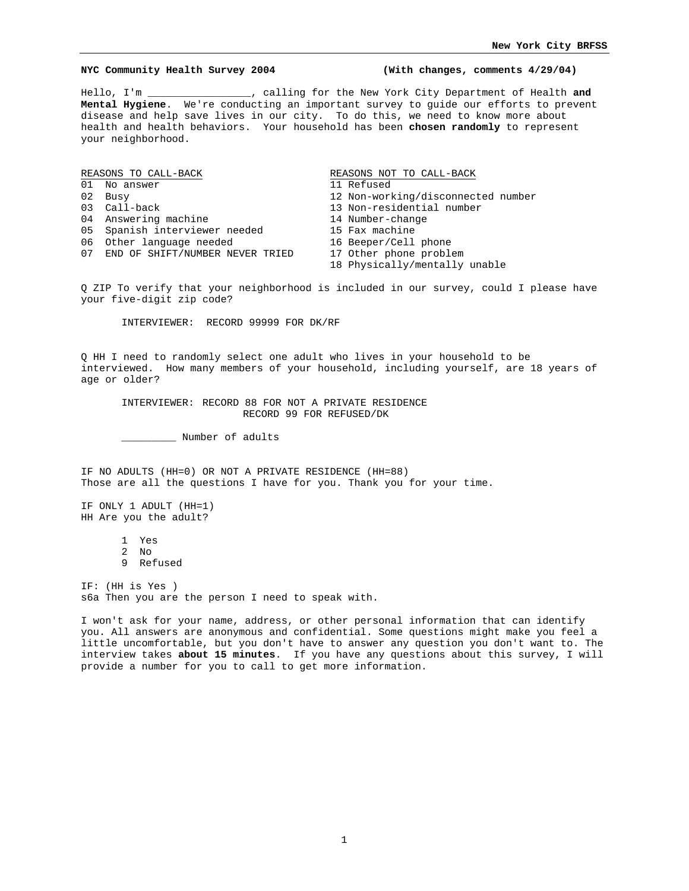**NYC Community Health Survey 2004** **(With changes, comments 4/29/04)**

Hello, I'm _________________, calling for the New York City Department of Health **and Mental Hygiene**. We're conducting an important survey to guide our efforts to prevent disease and help save lives in our city. To do this, we need to know more about health and health behaviors. Your household has been **chosen randomly** to represent your neighborhood.

| REASONS TO CALL-BACK | REASONS NOT TO CALL-BACK |
|---|---|
| 01 No answer | 11 Refused |
| 02 Busy | 12 Non-working/disconnected number |
| 03 Call-back | 13 Non-residential number |
| 04 Answering machine | 14 Number-change |
| 05 Spanish interviewer needed | 15 Fax machine |
| 06 Other language needed | 16 Beeper/Cell phone |
| 07 END OF SHIFT/NUMBER NEVER TRIED | 17 Other phone problem |
| | 18 Physically/mentally unable |

Q ZIP To verify that your neighborhood is included in our survey, could I please have your five-digit zip code?

INTERVIEWER: RECORD 99999 FOR DK/RF

Q HH I need to randomly select one adult who lives in your household to be interviewed. How many members of your household, including yourself, are 18 years of age or older?

INTERVIEWER: RECORD 88 FOR NOT A PRIVATE RESIDENCE
RECORD 99 FOR REFUSED/DK

_________ Number of adults

IF NO ADULTS (HH=0) OR NOT A PRIVATE RESIDENCE (HH=88)
Those are all the questions I have for you. Thank you for your time.

IF ONLY 1 ADULT (HH=1)
HH Are you the adult?

1 Yes
2 No
9 Refused

IF: (HH is Yes )
s6a Then you are the person I need to speak with.

I won't ask for your name, address, or other personal information that can identify you. All answers are anonymous and confidential. Some questions might make you feel a little uncomfortable, but you don't have to answer any question you don't want to. The interview takes **about 15 minutes**. If you have any questions about this survey, I will provide a number for you to call to get more information.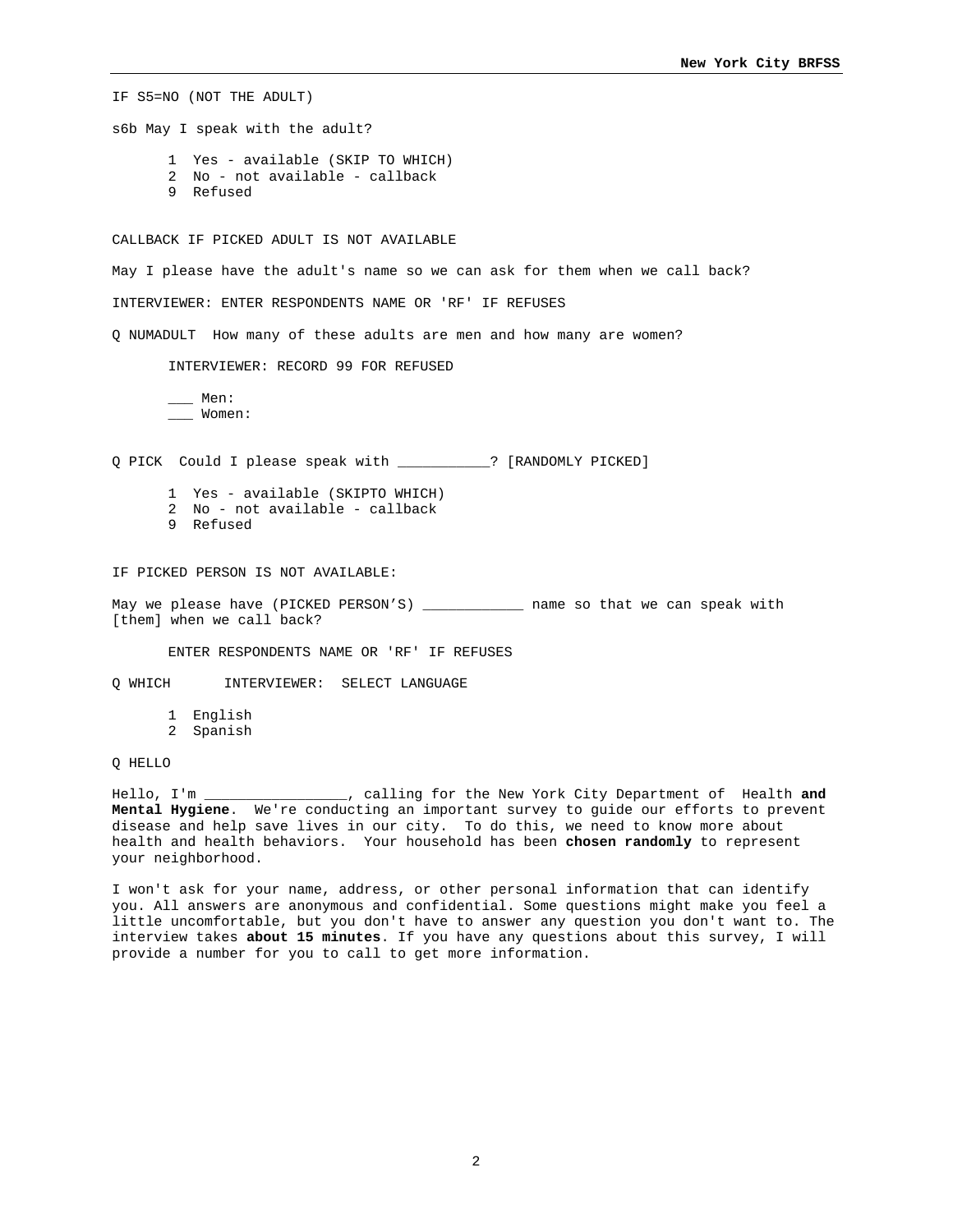IF S5=NO (NOT THE ADULT)

s6b May I speak with the adult?

1 Yes - available (SKIP TO WHICH)
2 No - not available - callback
9 Refused

CALLBACK IF PICKED ADULT IS NOT AVAILABLE

May I please have the adult's name so we can ask for them when we call back?

INTERVIEWER: ENTER RESPONDENTS NAME OR 'RF' IF REFUSES

Q NUMADULT How many of these adults are men and how many are women?

INTERVIEWER: RECORD 99 FOR REFUSED

___ Men:
___ Women:

Q PICK Could I please speak with ___________? [RANDOMLY PICKED]

1 Yes - available (SKIPTO WHICH)
2 No - not available - callback
9 Refused

IF PICKED PERSON IS NOT AVAILABLE:

May we please have (PICKED PERSON'S) ____________ name so that we can speak with [them] when we call back?

ENTER RESPONDENTS NAME OR 'RF' IF REFUSES

Q WHICH INTERVIEWER: SELECT LANGUAGE

1 English
2 Spanish

Q HELLO

Hello, I'm _________________, calling for the New York City Department of Health **and Mental Hygiene**. We're conducting an important survey to guide our efforts to prevent disease and help save lives in our city. To do this, we need to know more about health and health behaviors. Your household has been **chosen randomly** to represent your neighborhood.

I won't ask for your name, address, or other personal information that can identify you. All answers are anonymous and confidential. Some questions might make you feel a little uncomfortable, but you don't have to answer any question you don't want to. The interview takes **about 15 minutes**. If you have any questions about this survey, I will provide a number for you to call to get more information.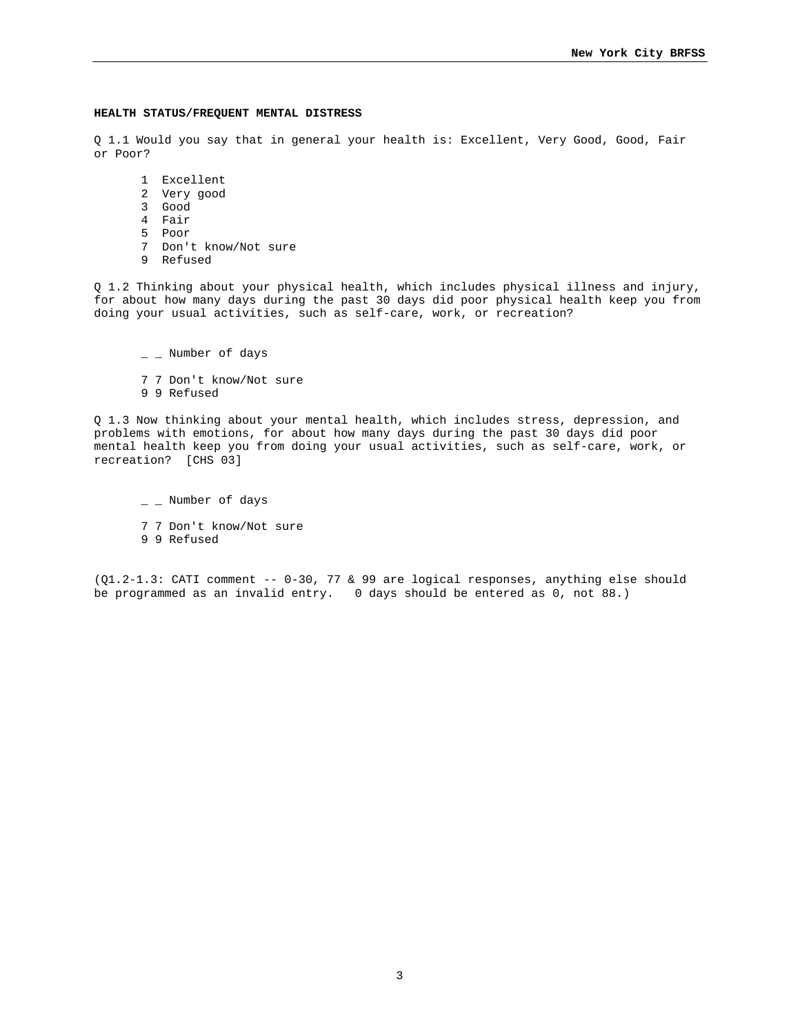**HEALTH STATUS/FREQUENT MENTAL DISTRESS**

Q 1.1 Would you say that in general your health is: Excellent, Very Good, Good, Fair or Poor?

1 Excellent
2 Very good
3 Good
4 Fair
5 Poor
7 Don't know/Not sure
9 Refused

Q 1.2 Thinking about your physical health, which includes physical illness and injury, for about how many days during the past 30 days did poor physical health keep you from doing your usual activities, such as self-care, work, or recreation?

_ _ Number of days

7 7 Don't know/Not sure
9 9 Refused

Q 1.3 Now thinking about your mental health, which includes stress, depression, and problems with emotions, for about how many days during the past 30 days did poor mental health keep you from doing your usual activities, such as self-care, work, or recreation? [CHS 03]

_ _ Number of days

7 7 Don't know/Not sure
9 9 Refused

(Q1.2-1.3: CATI comment -- 0-30, 77 & 99 are logical responses, anything else should be programmed as an invalid entry. 0 days should be entered as 0, not 88.)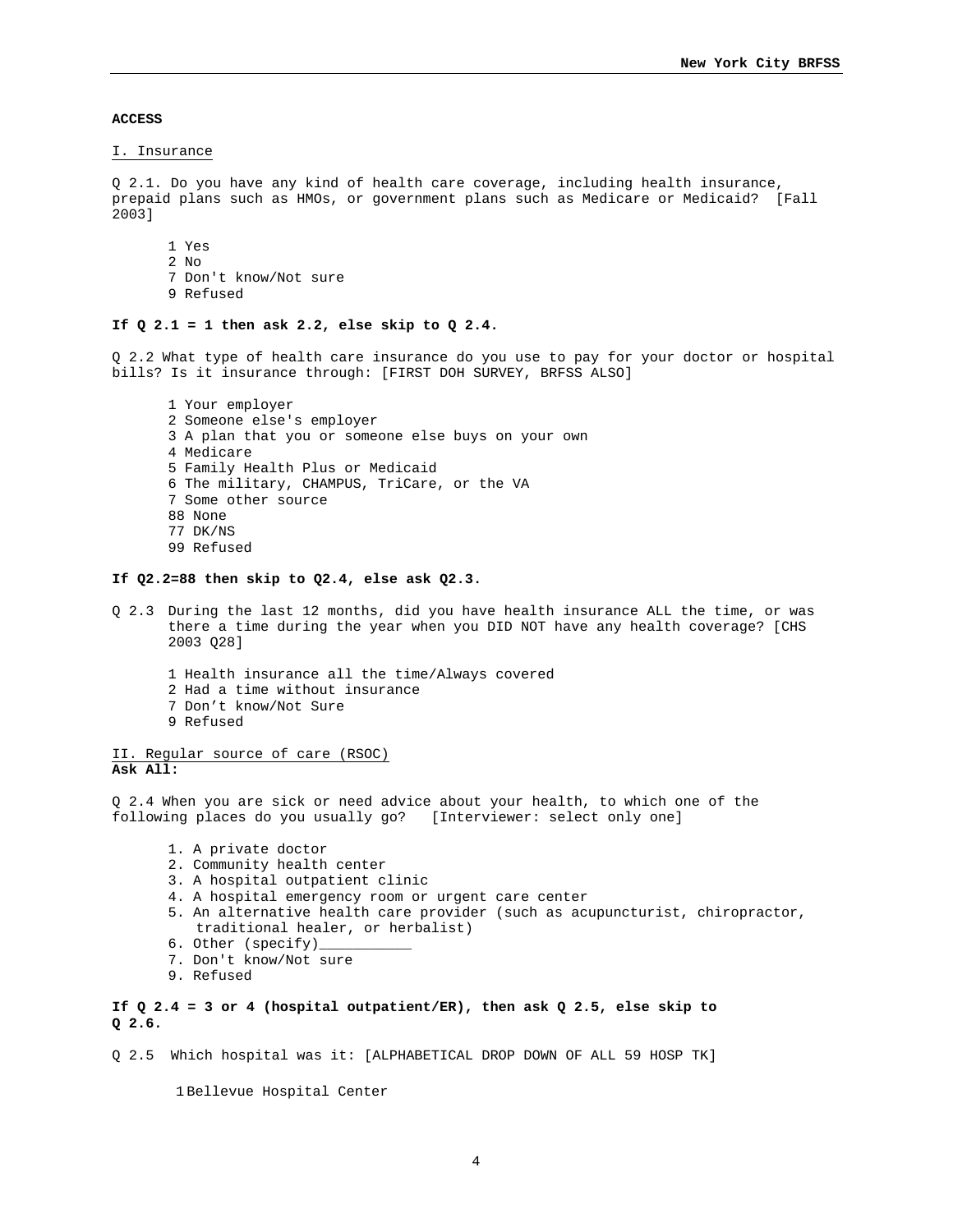**ACCESS**

I. Insurance

Q 2.1. Do you have any kind of health care coverage, including health insurance, prepaid plans such as HMOs, or government plans such as Medicare or Medicaid? [Fall 2003]

1 Yes
2 No
7 Don't know/Not sure
9 Refused

**If Q 2.1 = 1 then ask 2.2, else skip to Q 2.4.**

Q 2.2 What type of health care insurance do you use to pay for your doctor or hospital bills? Is it insurance through: [FIRST DOH SURVEY, BRFSS ALSO]

1 Your employer
2 Someone else's employer
3 A plan that you or someone else buys on your own
4 Medicare
5 Family Health Plus or Medicaid
6 The military, CHAMPUS, TriCare, or the VA
7 Some other source
88 None
77 DK/NS
99 Refused

**If Q2.2=88 then skip to Q2.4, else ask Q2.3.**

Q 2.3 During the last 12 months, did you have health insurance ALL the time, or was there a time during the year when you DID NOT have any health coverage? [CHS 2003 Q28]

1 Health insurance all the time/Always covered
2 Had a time without insurance
7 Don't know/Not Sure
9 Refused

II. Regular source of care (RSOC)
**Ask All:**

Q 2.4 When you are sick or need advice about your health, to which one of the following places do you usually go? [Interviewer: select only one]

1. A private doctor
2. Community health center
3. A hospital outpatient clinic
4. A hospital emergency room or urgent care center
5. An alternative health care provider (such as acupuncturist, chiropractor, traditional healer, or herbalist)
6. Other (specify)___________
7. Don't know/Not sure
9. Refused

**If Q 2.4 = 3 or 4 (hospital outpatient/ER), then ask Q 2.5, else skip to Q 2.6.**

Q 2.5 Which hospital was it: [ALPHABETICAL DROP DOWN OF ALL 59 HOSP TK]

1 Bellevue Hospital Center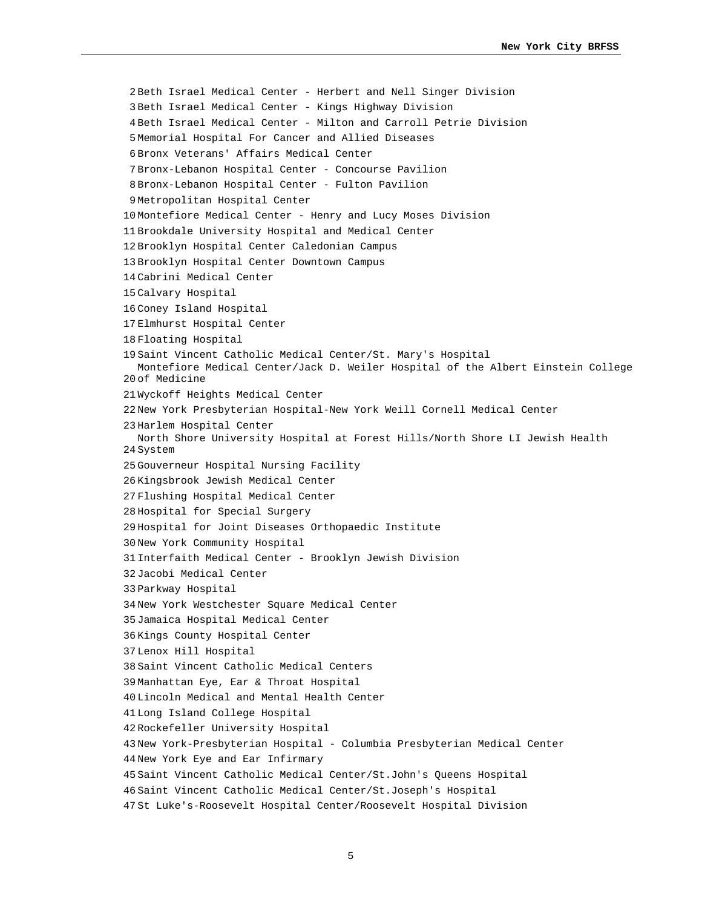| | |
|---|---|
| 2 | Beth Israel Medical Center - Herbert and Nell Singer Division |
| 3 | Beth Israel Medical Center - Kings Highway Division |
| 4 | Beth Israel Medical Center - Milton and Carroll Petrie Division |
| 5 | Memorial Hospital For Cancer and Allied Diseases |
| 6 | Bronx Veterans' Affairs Medical Center |
| 7 | Bronx-Lebanon Hospital Center - Concourse Pavilion |
| 8 | Bronx-Lebanon Hospital Center - Fulton Pavilion |
| 9 | Metropolitan Hospital Center |
| 10 | Montefiore Medical Center - Henry and Lucy Moses Division |
| 11 | Brookdale University Hospital and Medical Center |
| 12 | Brooklyn Hospital Center Caledonian Campus |
| 13 | Brooklyn Hospital Center Downtown Campus |
| 14 | Cabrini Medical Center |
| 15 | Calvary Hospital |
| 16 | Coney Island Hospital |
| 17 | Elmhurst Hospital Center |
| 18 | Floating Hospital |
| 19 | Saint Vincent Catholic Medical Center/St. Mary's Hospital |
| 20 | Montefiore Medical Center/Jack D. Weiler Hospital of the Albert Einstein College of Medicine |
| 21 | Wyckoff Heights Medical Center |
| 22 | New York Presbyterian Hospital-New York Weill Cornell Medical Center |
| 23 | Harlem Hospital Center |
| 24 | North Shore University Hospital at Forest Hills/North Shore LI Jewish Health System |
| 25 | Gouverneur Hospital Nursing Facility |
| 26 | Kingsbrook Jewish Medical Center |
| 27 | Flushing Hospital Medical Center |
| 28 | Hospital for Special Surgery |
| 29 | Hospital for Joint Diseases Orthopaedic Institute |
| 30 | New York Community Hospital |
| 31 | Interfaith Medical Center - Brooklyn Jewish Division |
| 32 | Jacobi Medical Center |
| 33 | Parkway Hospital |
| 34 | New York Westchester Square Medical Center |
| 35 | Jamaica Hospital Medical Center |
| 36 | Kings County Hospital Center |
| 37 | Lenox Hill Hospital |
| 38 | Saint Vincent Catholic Medical Centers |
| 39 | Manhattan Eye, Ear & Throat Hospital |
| 40 | Lincoln Medical and Mental Health Center |
| 41 | Long Island College Hospital |
| 42 | Rockefeller University Hospital |
| 43 | New York-Presbyterian Hospital - Columbia Presbyterian Medical Center |
| 44 | New York Eye and Ear Infirmary |
| 45 | Saint Vincent Catholic Medical Center/St.John's Queens Hospital |
| 46 | Saint Vincent Catholic Medical Center/St.Joseph's Hospital |
| 47 | St Luke's-Roosevelt Hospital Center/Roosevelt Hospital Division |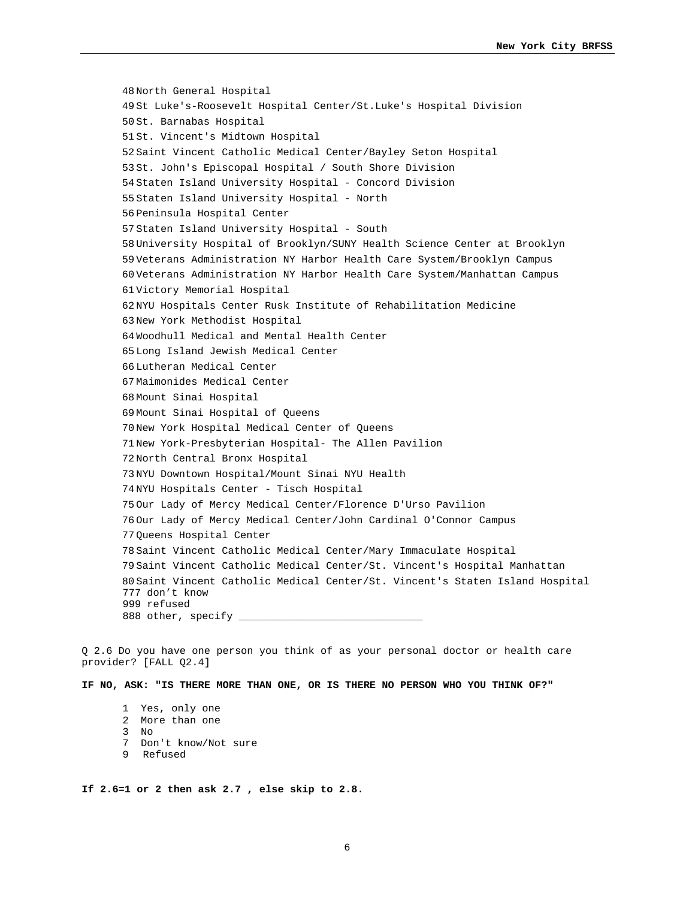48 North General Hospital
49 St Luke's-Roosevelt Hospital Center/St.Luke's Hospital Division
50 St. Barnabas Hospital
51 St. Vincent's Midtown Hospital
52 Saint Vincent Catholic Medical Center/Bayley Seton Hospital
53 St. John's Episcopal Hospital / South Shore Division
54 Staten Island University Hospital - Concord Division
55 Staten Island University Hospital - North
56 Peninsula Hospital Center
57 Staten Island University Hospital - South
58 University Hospital of Brooklyn/SUNY Health Science Center at Brooklyn
59 Veterans Administration NY Harbor Health Care System/Brooklyn Campus
60 Veterans Administration NY Harbor Health Care System/Manhattan Campus
61 Victory Memorial Hospital
62 NYU Hospitals Center Rusk Institute of Rehabilitation Medicine
63 New York Methodist Hospital
64 Woodhull Medical and Mental Health Center
65 Long Island Jewish Medical Center
66 Lutheran Medical Center
67 Maimonides Medical Center
68 Mount Sinai Hospital
69 Mount Sinai Hospital of Queens
70 New York Hospital Medical Center of Queens
71 New York-Presbyterian Hospital- The Allen Pavilion
72 North Central Bronx Hospital
73 NYU Downtown Hospital/Mount Sinai NYU Health
74 NYU Hospitals Center - Tisch Hospital
75 Our Lady of Mercy Medical Center/Florence D'Urso Pavilion
76 Our Lady of Mercy Medical Center/John Cardinal O'Connor Campus
77 Queens Hospital Center
78 Saint Vincent Catholic Medical Center/Mary Immaculate Hospital
79 Saint Vincent Catholic Medical Center/St. Vincent's Hospital Manhattan
80 Saint Vincent Catholic Medical Center/St. Vincent's Staten Island Hospital
777 don't know
999 refused
888 other, specify ______________________________

Q 2.6 Do you have one person you think of as your personal doctor or health care provider? [FALL Q2.4]

**IF NO, ASK: "IS THERE MORE THAN ONE, OR IS THERE NO PERSON WHO YOU THINK OF?"**

1 Yes, only one
2 More than one
3 No
7 Don't know/Not sure
9 Refused

**If 2.6=1 or 2 then ask 2.7 , else skip to 2.8.**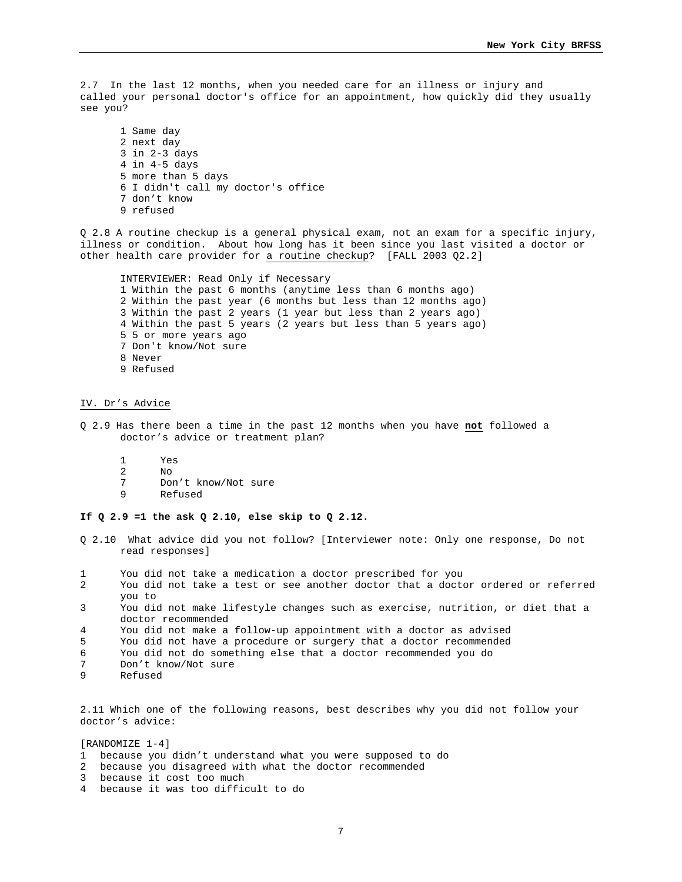2.7 In the last 12 months, when you needed care for an illness or injury and called your personal doctor's office for an appointment, how quickly did they usually see you?

1 Same day
2 next day
3 in 2-3 days
4 in 4-5 days
5 more than 5 days
6 I didn't call my doctor's office
7 don't know
9 refused

Q 2.8 A routine checkup is a general physical exam, not an exam for a specific injury, illness or condition. About how long has it been since you last visited a doctor or other health care provider for <u>a routine checkup</u>? [FALL 2003 Q2.2]

INTERVIEWER: Read Only if Necessary
1 Within the past 6 months (anytime less than 6 months ago)
2 Within the past year (6 months but less than 12 months ago)
3 Within the past 2 years (1 year but less than 2 years ago)
4 Within the past 5 years (2 years but less than 5 years ago)
5 5 or more years ago
7 Don't know/Not sure
8 Never
9 Refused

## IV. Dr's Advice

Q 2.9 Has there been a time in the past 12 months when you have **not** followed a doctor's advice or treatment plan?

1 Yes
2 No
7 Don't know/Not sure
9 Refused

**If Q 2.9 =1 the ask Q 2.10, else skip to Q 2.12.**

Q 2.10 What advice did you not follow? [Interviewer note: Only one response, Do not read responses]

1 You did not take a medication a doctor prescribed for you
2 You did not take a test or see another doctor that a doctor ordered or referred you to
3 You did not make lifestyle changes such as exercise, nutrition, or diet that a doctor recommended
4 You did not make a follow-up appointment with a doctor as advised
5 You did not have a procedure or surgery that a doctor recommended
6 You did not do something else that a doctor recommended you do
7 Don't know/Not sure
9 Refused

2.11 Which one of the following reasons, best describes why you did not follow your doctor's advice:

[RANDOMIZE 1-4]
1 because you didn't understand what you were supposed to do
2 because you disagreed with what the doctor recommended
3 because it cost too much
4 because it was too difficult to do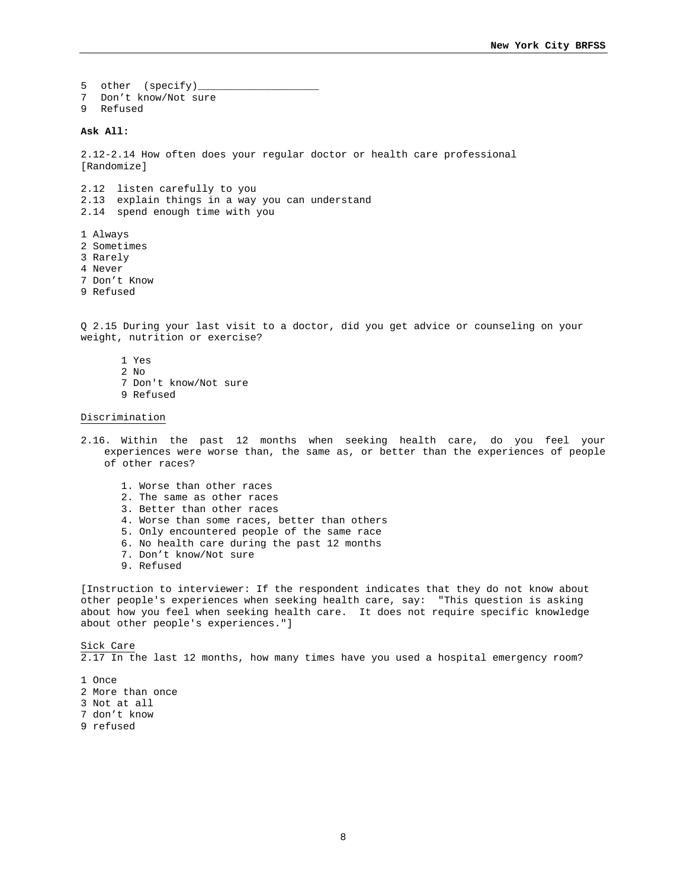5 other (specify)____________________

7 Don’t know/Not sure

9 Refused

**Ask All:**

2.12-2.14 How often does your regular doctor or health care professional [Randomize]

2.12 listen carefully to you

2.13 explain things in a way you can understand

2.14 spend enough time with you

1 Always

2 Sometimes

3 Rarely

4 Never

7 Don’t Know

9 Refused

Q 2.15 During your last visit to a doctor, did you get advice or counseling on your weight, nutrition or exercise?

1 Yes

2 No

7 Don't know/Not sure

9 Refused

<u>Discrimination</u>

2.16. Within the past 12 months when seeking health care, do you feel your experiences were worse than, the same as, or better than the experiences of people of other races?

1. Worse than other races
2. The same as other races
3. Better than other races
4. Worse than some races, better than others
5. Only encountered people of the same race
6. No health care during the past 12 months
7. Don’t know/Not sure
9. Refused

[Instruction to interviewer: If the respondent indicates that they do not know about other people's experiences when seeking health care, say: "This question is asking about how you feel when seeking health care. It does not require specific knowledge about other people's experiences."]

<u>Sick Care</u>

2.17 In the last 12 months, how many times have you used a hospital emergency room?

1 Once

2 More than once

3 Not at all

7 don’t know

9 refused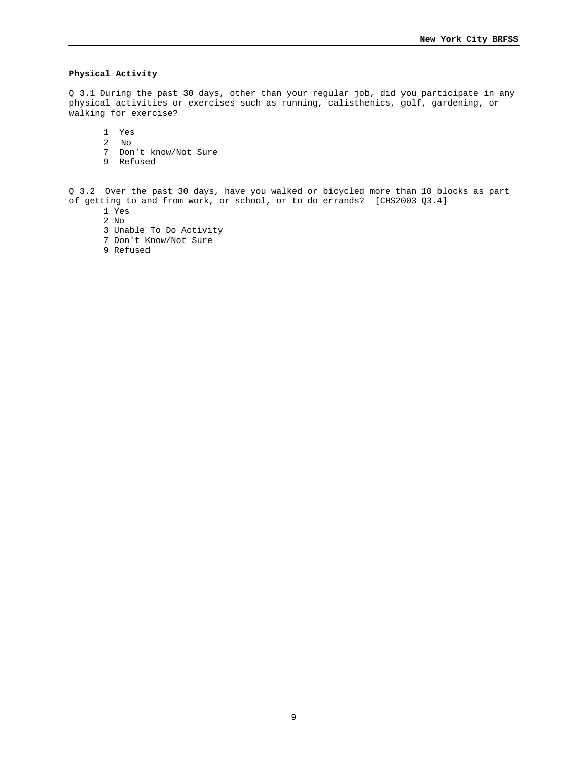**Physical Activity**

Q 3.1 During the past 30 days, other than your regular job, did you participate in any physical activities or exercises such as running, calisthenics, golf, gardening, or walking for exercise?

1 Yes
2 No
7 Don't know/Not Sure
9 Refused

Q 3.2 Over the past 30 days, have you walked or bicycled more than 10 blocks as part of getting to and from work, or school, or to do errands? [CHS2003 Q3.4]

1 Yes
2 No
3 Unable To Do Activity
7 Don't Know/Not Sure
9 Refused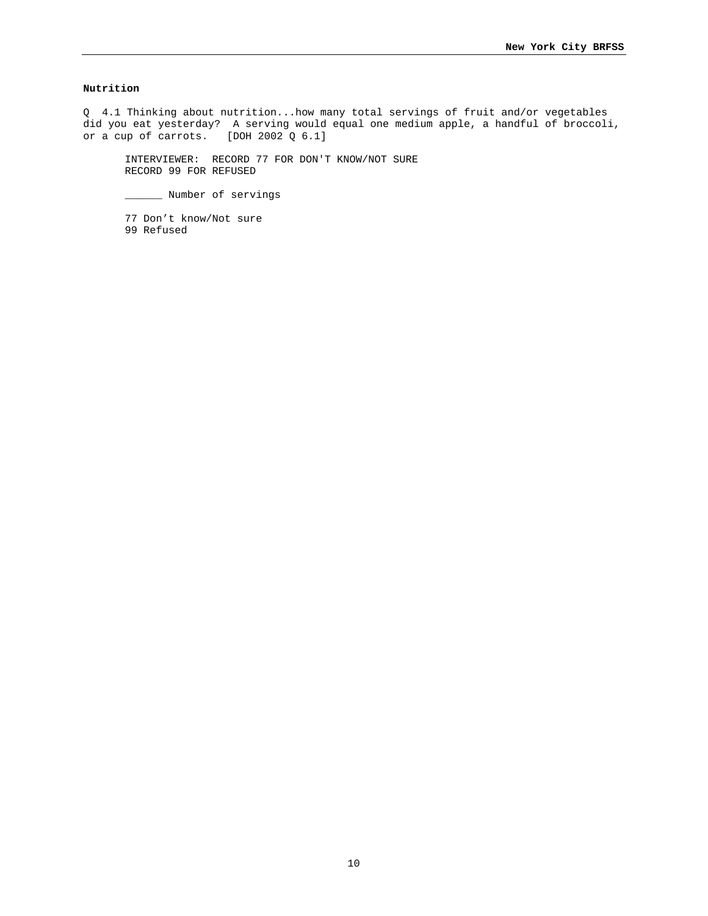**Nutrition**

Q 4.1 Thinking about nutrition...how many total servings of fruit and/or vegetables did you eat yesterday? A serving would equal one medium apple, a handful of broccoli, or a cup of carrots. [DOH 2002 Q 6.1]

INTERVIEWER: RECORD 77 FOR DON'T KNOW/NOT SURE
RECORD 99 FOR REFUSED

______ Number of servings

77 Don't know/Not sure
99 Refused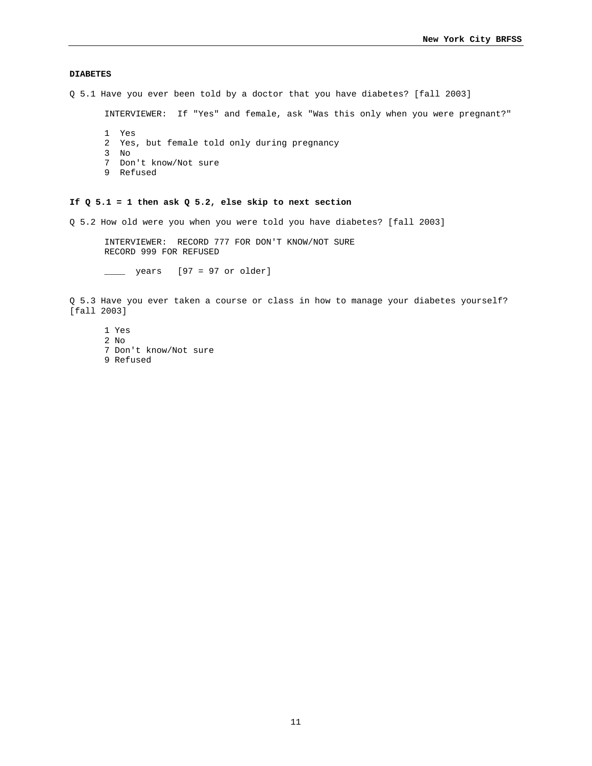**DIABETES**

Q 5.1 Have you ever been told by a doctor that you have diabetes? [fall 2003]

INTERVIEWER: If "Yes" and female, ask "Was this only when you were pregnant?"

1 Yes
2 Yes, but female told only during pregnancy
3 No
7 Don't know/Not sure
9 Refused

**If Q 5.1 = 1 then ask Q 5.2, else skip to next section**

Q 5.2 How old were you when you were told you have diabetes? [fall 2003]

INTERVIEWER: RECORD 777 FOR DON'T KNOW/NOT SURE
RECORD 999 FOR REFUSED

____ years [97 = 97 or older]

Q 5.3 Have you ever taken a course or class in how to manage your diabetes yourself? [fall 2003]

1 Yes
2 No
7 Don't know/Not sure
9 Refused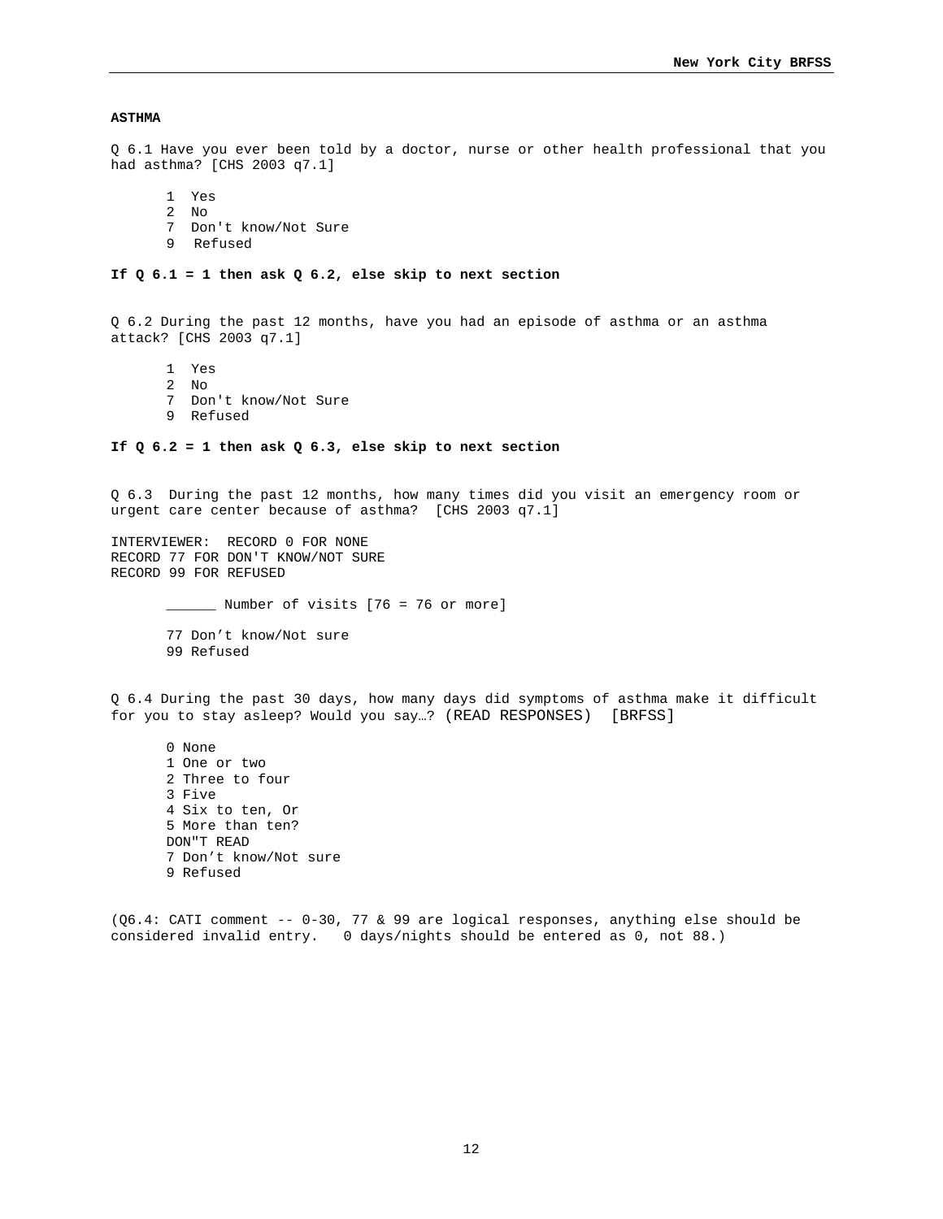**ASTHMA**

Q 6.1 Have you ever been told by a doctor, nurse or other health professional that you had asthma? [CHS 2003 q7.1]

1 Yes
2 No
7 Don't know/Not Sure
9 Refused

**If Q 6.1 = 1 then ask Q 6.2, else skip to next section**

Q 6.2 During the past 12 months, have you had an episode of asthma or an asthma attack? [CHS 2003 q7.1]

1 Yes
2 No
7 Don't know/Not Sure
9 Refused

**If Q 6.2 = 1 then ask Q 6.3, else skip to next section**

Q 6.3 During the past 12 months, how many times did you visit an emergency room or urgent care center because of asthma? [CHS 2003 q7.1]

INTERVIEWER: RECORD 0 FOR NONE
RECORD 77 FOR DON'T KNOW/NOT SURE
RECORD 99 FOR REFUSED

______ Number of visits [76 = 76 or more]

77 Don't know/Not sure
99 Refused

Q 6.4 During the past 30 days, how many days did symptoms of asthma make it difficult for you to stay asleep? Would you say…? (READ RESPONSES) [BRFSS]

0 None
1 One or two
2 Three to four
3 Five
4 Six to ten, Or
5 More than ten?
DON"T READ
7 Don't know/Not sure
9 Refused

(Q6.4: CATI comment -- 0-30, 77 & 99 are logical responses, anything else should be considered invalid entry. 0 days/nights should be entered as 0, not 88.)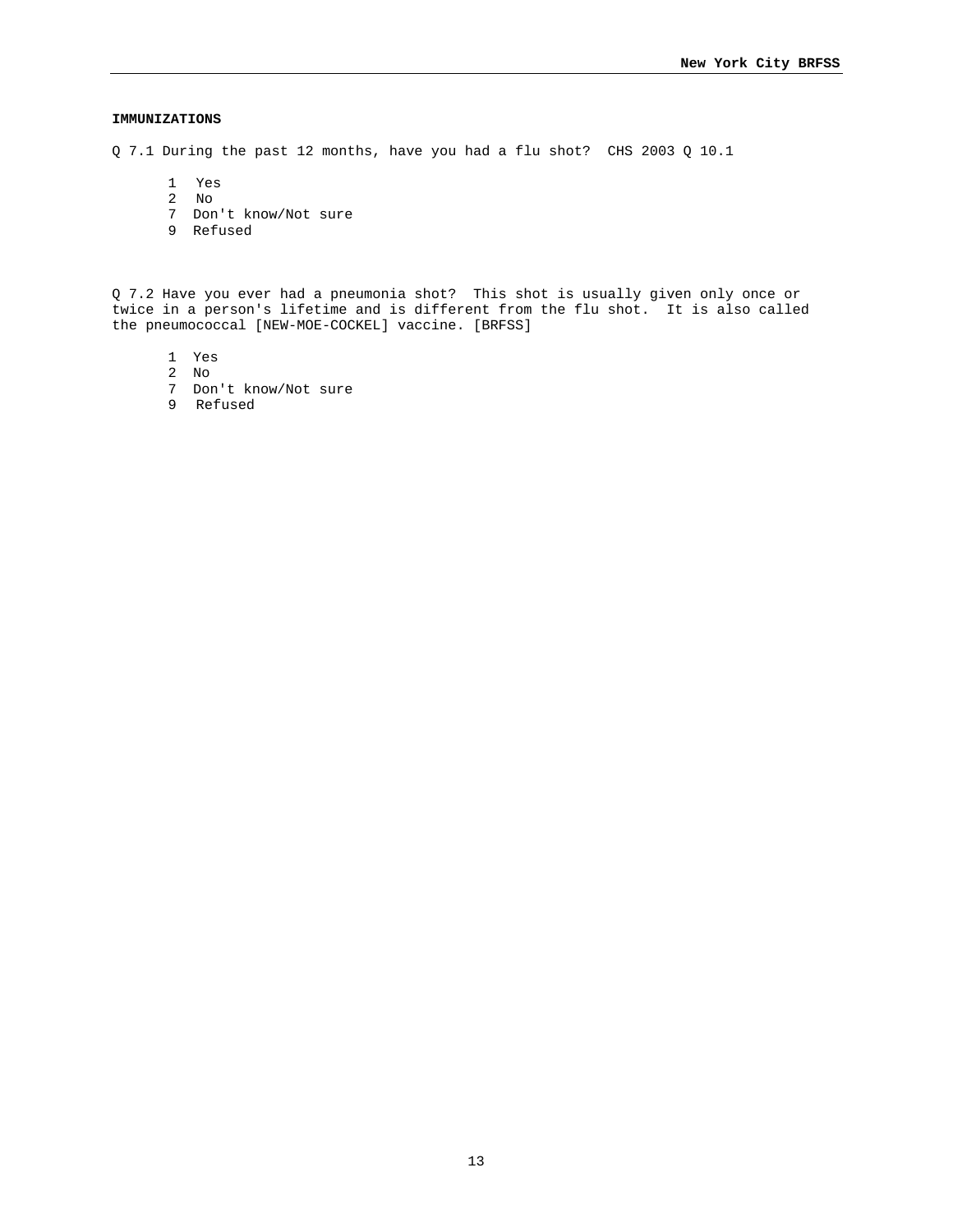**IMMUNIZATIONS**

Q 7.1 During the past 12 months, have you had a flu shot? CHS 2003 Q 10.1

1 Yes
2 No
7 Don't know/Not sure
9 Refused

Q 7.2 Have you ever had a pneumonia shot? This shot is usually given only once or twice in a person's lifetime and is different from the flu shot. It is also called the pneumococcal [NEW-MOE-COCKEL] vaccine. [BRFSS]

1 Yes
2 No
7 Don't know/Not sure
9 Refused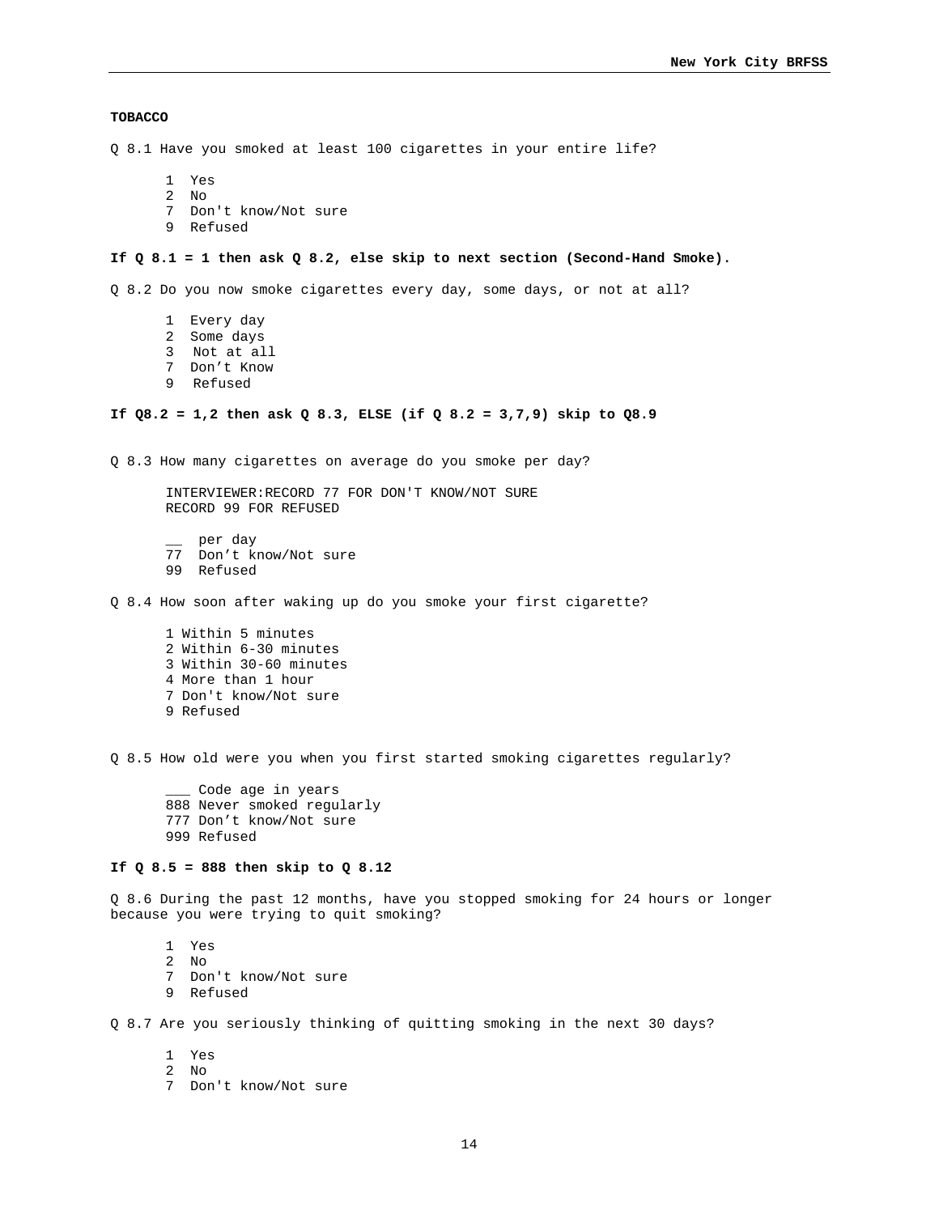**TOBACCO**

Q 8.1 Have you smoked at least 100 cigarettes in your entire life?

1 Yes
2 No
7 Don't know/Not sure
9 Refused

**If Q 8.1 = 1 then ask Q 8.2, else skip to next section (Second-Hand Smoke).**

Q 8.2 Do you now smoke cigarettes every day, some days, or not at all?

1 Every day
2 Some days
3 Not at all
7 Don't Know
9 Refused

**If Q8.2 = 1,2 then ask Q 8.3, ELSE (if Q 8.2 = 3,7,9) skip to Q8.9**

Q 8.3 How many cigarettes on average do you smoke per day?

INTERVIEWER:RECORD 77 FOR DON'T KNOW/NOT SURE
RECORD 99 FOR REFUSED

__ per day
77 Don't know/Not sure
99 Refused

Q 8.4 How soon after waking up do you smoke your first cigarette?

1 Within 5 minutes
2 Within 6-30 minutes
3 Within 30-60 minutes
4 More than 1 hour
7 Don't know/Not sure
9 Refused

Q 8.5 How old were you when you first started smoking cigarettes regularly?

___ Code age in years
888 Never smoked regularly
777 Don't know/Not sure
999 Refused

**If Q 8.5 = 888 then skip to Q 8.12**

Q 8.6 During the past 12 months, have you stopped smoking for 24 hours or longer because you were trying to quit smoking?

1 Yes
2 No
7 Don't know/Not sure
9 Refused

Q 8.7 Are you seriously thinking of quitting smoking in the next 30 days?

1 Yes
2 No
7 Don't know/Not sure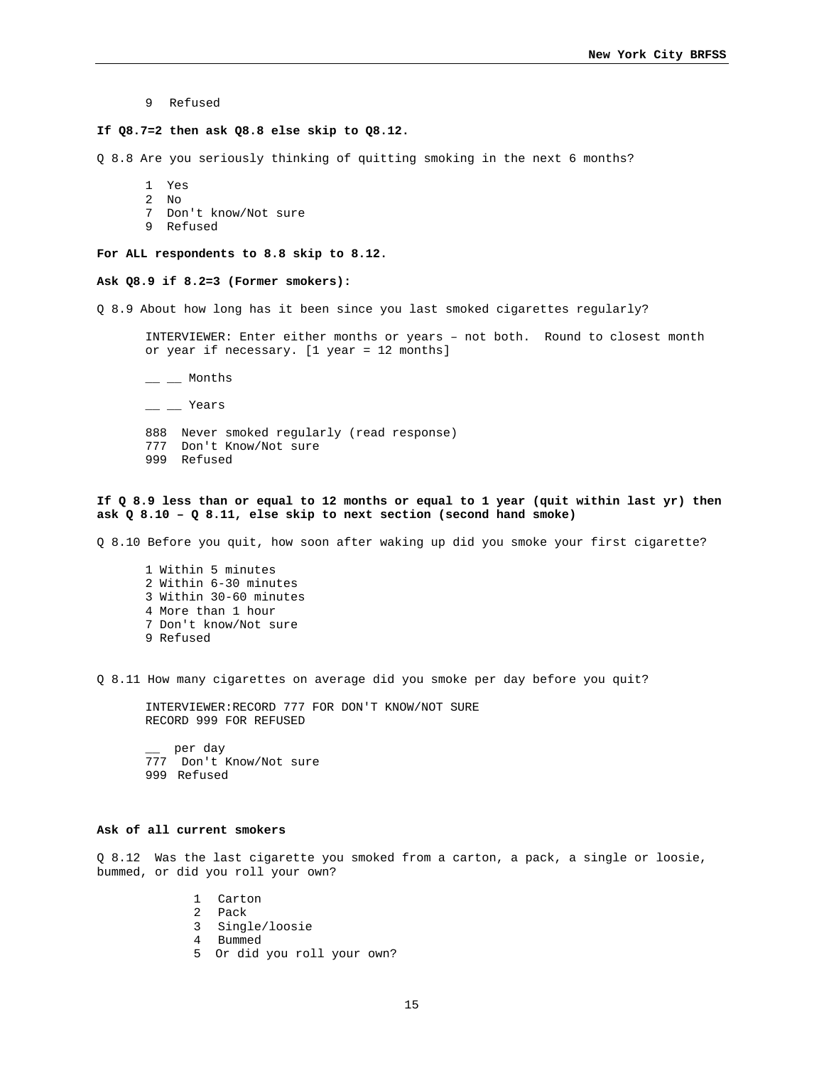9 Refused

**If Q8.7=2 then ask Q8.8 else skip to Q8.12.**

Q 8.8 Are you seriously thinking of quitting smoking in the next 6 months?

1 Yes
2 No
7 Don't know/Not sure
9 Refused

**For ALL respondents to 8.8 skip to 8.12.**

**Ask Q8.9 if 8.2=3 (Former smokers):**

Q 8.9 About how long has it been since you last smoked cigarettes regularly?

INTERVIEWER: Enter either months or years – not both. Round to closest month or year if necessary. [1 year = 12 months]

__ __ Months

__ __ Years

888 Never smoked regularly (read response)
777 Don't Know/Not sure
999 Refused

**If Q 8.9 less than or equal to 12 months or equal to 1 year (quit within last yr) then ask Q 8.10 – Q 8.11, else skip to next section (second hand smoke)**

Q 8.10 Before you quit, how soon after waking up did you smoke your first cigarette?

1 Within 5 minutes
2 Within 6-30 minutes
3 Within 30-60 minutes
4 More than 1 hour
7 Don't know/Not sure
9 Refused

Q 8.11 How many cigarettes on average did you smoke per day before you quit?

INTERVIEWER:RECORD 777 FOR DON'T KNOW/NOT SURE
RECORD 999 FOR REFUSED

__ per day
777 Don't Know/Not sure
999 Refused

**Ask of all current smokers**

Q 8.12 Was the last cigarette you smoked from a carton, a pack, a single or loosie, bummed, or did you roll your own?

1 Carton
2 Pack
3 Single/loosie
4 Bummed
5 Or did you roll your own?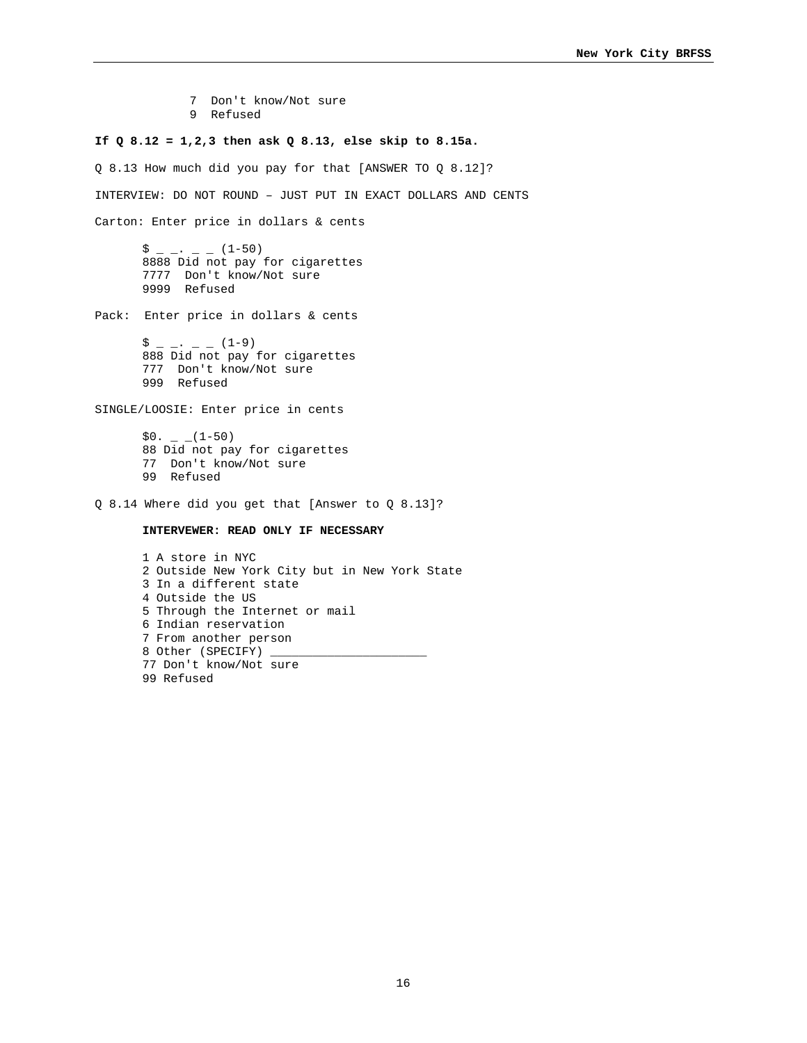7 Don't know/Not sure
9 Refused

**If Q 8.12 = 1,2,3 then ask Q 8.13, else skip to 8.15a.**

Q 8.13 How much did you pay for that [ANSWER TO Q 8.12]?

INTERVIEW: DO NOT ROUND – JUST PUT IN EXACT DOLLARS AND CENTS

Carton: Enter price in dollars & cents

$ _ _. _ _ (1-50)
8888 Did not pay for cigarettes
7777 Don't know/Not sure
9999 Refused

Pack: Enter price in dollars & cents

$ _ _. _ _ (1-9)
888 Did not pay for cigarettes
777 Don't know/Not sure
999 Refused

SINGLE/LOOSIE: Enter price in cents

$0. _ _(1-50)
88 Did not pay for cigarettes
77 Don't know/Not sure
99 Refused

Q 8.14 Where did you get that [Answer to Q 8.13]?

**INTERVEWER: READ ONLY IF NECESSARY**

1 A store in NYC
2 Outside New York City but in New York State
3 In a different state
4 Outside the US
5 Through the Internet or mail
6 Indian reservation
7 From another person
8 Other (SPECIFY) ______________________
77 Don't know/Not sure
99 Refused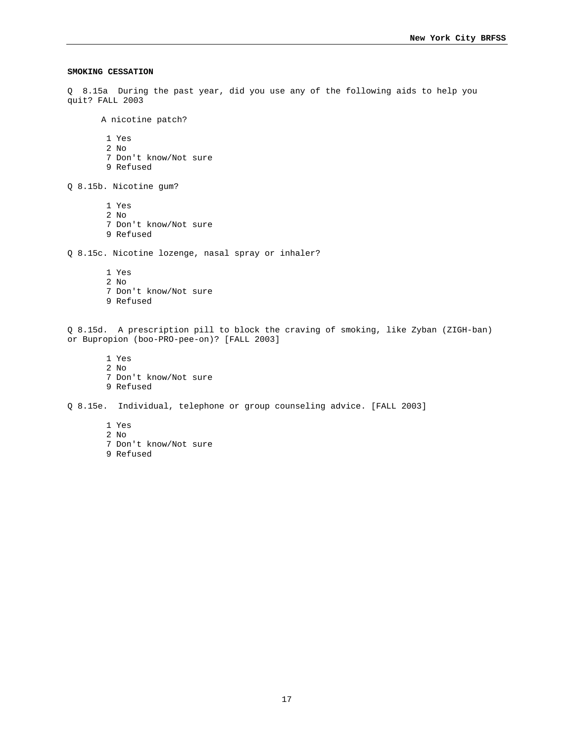**SMOKING CESSATION**

Q 8.15a During the past year, did you use any of the following aids to help you quit? FALL 2003

A nicotine patch?

1 Yes
2 No
7 Don't know/Not sure
9 Refused

Q 8.15b. Nicotine gum?

1 Yes
2 No
7 Don't know/Not sure
9 Refused

Q 8.15c. Nicotine lozenge, nasal spray or inhaler?

1 Yes
2 No
7 Don't know/Not sure
9 Refused

Q 8.15d. A prescription pill to block the craving of smoking, like Zyban (ZIGH-ban) or Bupropion (boo-PRO-pee-on)? [FALL 2003]

1 Yes
2 No
7 Don't know/Not sure
9 Refused

Q 8.15e. Individual, telephone or group counseling advice. [FALL 2003]

1 Yes
2 No
7 Don't know/Not sure
9 Refused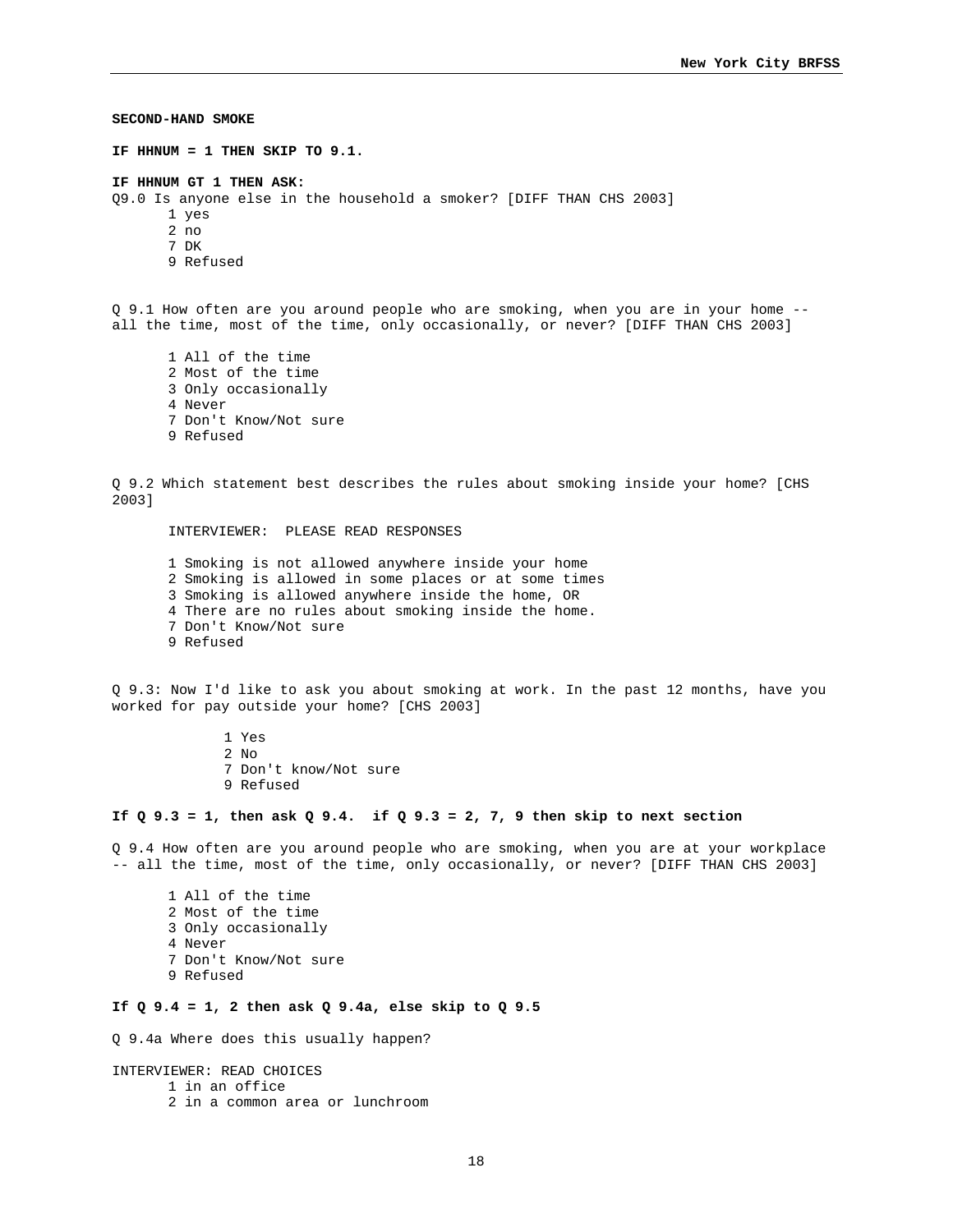**SECOND-HAND SMOKE**

**IF HHNUM = 1 THEN SKIP TO 9.1.**

**IF HHNUM GT 1 THEN ASK:**
Q9.0 Is anyone else in the household a smoker? [DIFF THAN CHS 2003]

1 yes
2 no
7 DK
9 Refused

Q 9.1 How often are you around people who are smoking, when you are in your home -- all the time, most of the time, only occasionally, or never? [DIFF THAN CHS 2003]

1 All of the time
2 Most of the time
3 Only occasionally
4 Never
7 Don't Know/Not sure
9 Refused

Q 9.2 Which statement best describes the rules about smoking inside your home? [CHS 2003]

INTERVIEWER: PLEASE READ RESPONSES

1 Smoking is not allowed anywhere inside your home
2 Smoking is allowed in some places or at some times
3 Smoking is allowed anywhere inside the home, OR
4 There are no rules about smoking inside the home.
7 Don't Know/Not sure
9 Refused

Q 9.3: Now I'd like to ask you about smoking at work. In the past 12 months, have you worked for pay outside your home? [CHS 2003]

1 Yes
2 No
7 Don't know/Not sure
9 Refused

**If Q 9.3 = 1, then ask Q 9.4. if Q 9.3 = 2, 7, 9 then skip to next section**

Q 9.4 How often are you around people who are smoking, when you are at your workplace -- all the time, most of the time, only occasionally, or never? [DIFF THAN CHS 2003]

1 All of the time
2 Most of the time
3 Only occasionally
4 Never
7 Don't Know/Not sure
9 Refused

**If Q 9.4 = 1, 2 then ask Q 9.4a, else skip to Q 9.5**

Q 9.4a Where does this usually happen?

INTERVIEWER: READ CHOICES

1 in an office
2 in a common area or lunchroom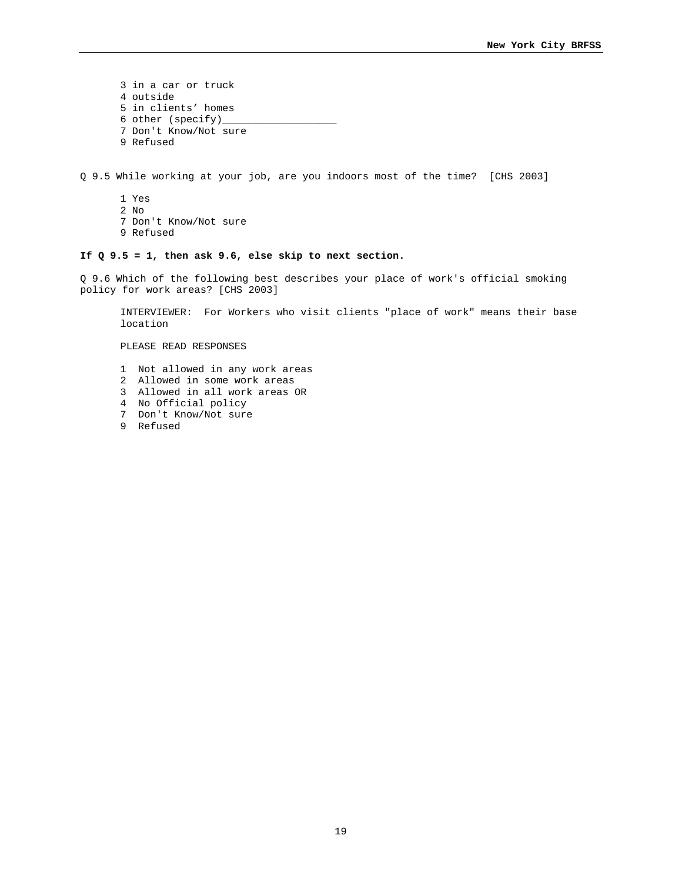3 in a car or truck
4 outside
5 in clients' homes
6 other (specify)___________________
7 Don't Know/Not sure
9 Refused

Q 9.5 While working at your job, are you indoors most of the time? [CHS 2003]

1 Yes
2 No
7 Don't Know/Not sure
9 Refused

**If Q 9.5 = 1, then ask 9.6, else skip to next section.**

Q 9.6 Which of the following best describes your place of work's official smoking policy for work areas? [CHS 2003]

INTERVIEWER: For Workers who visit clients "place of work" means their base location

PLEASE READ RESPONSES

1 Not allowed in any work areas
2 Allowed in some work areas
3 Allowed in all work areas OR
4 No Official policy
7 Don't Know/Not sure
9 Refused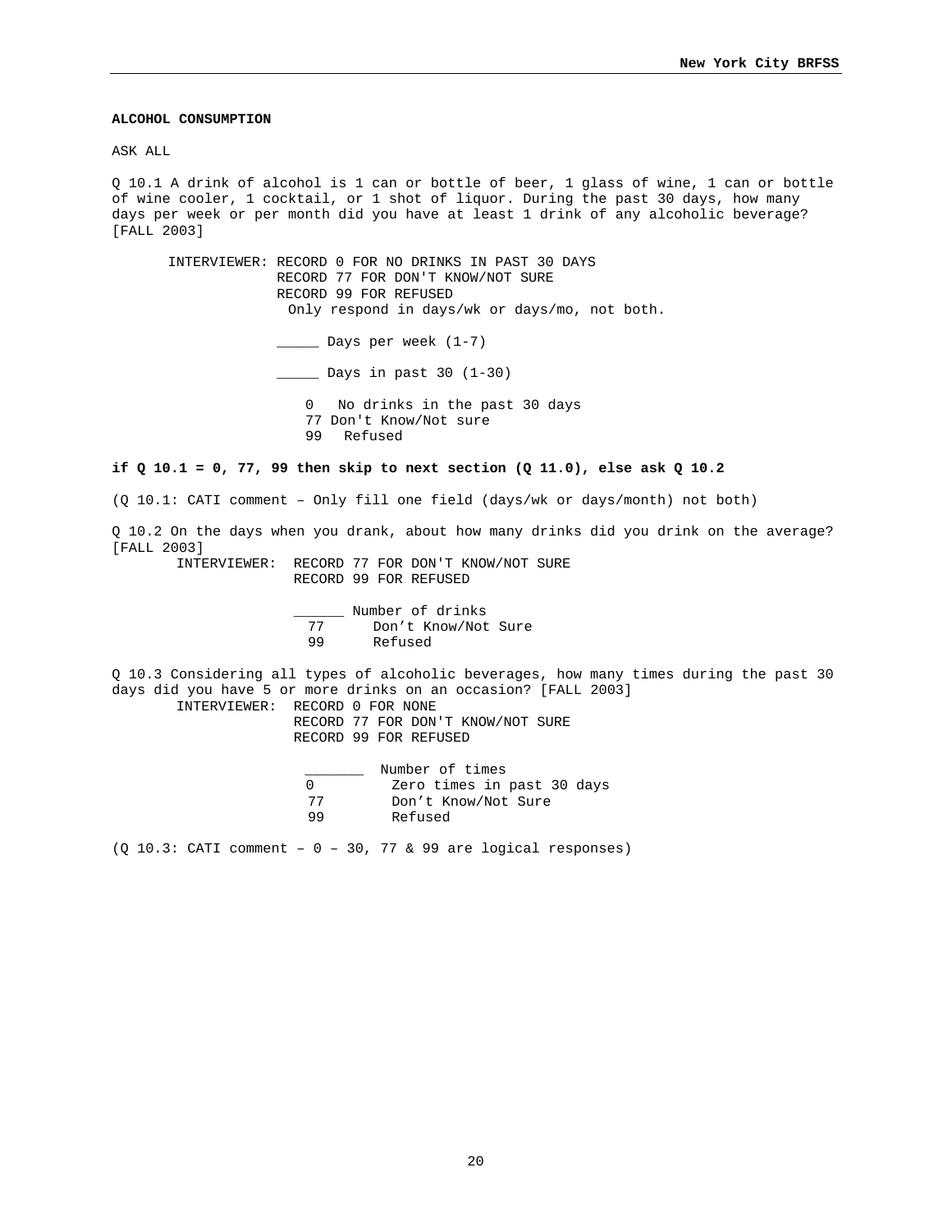**ALCOHOL CONSUMPTION**

ASK ALL

Q 10.1 A drink of alcohol is 1 can or bottle of beer, 1 glass of wine, 1 can or bottle of wine cooler, 1 cocktail, or 1 shot of liquor. During the past 30 days, how many days per week or per month did you have at least 1 drink of any alcoholic beverage? [FALL 2003]

INTERVIEWER: RECORD 0 FOR NO DRINKS IN PAST 30 DAYS
RECORD 77 FOR DON'T KNOW/NOT SURE
RECORD 99 FOR REFUSED
Only respond in days/wk or days/mo, not both.

_____ Days per week (1-7)

_____ Days in past 30 (1-30)

0 No drinks in the past 30 days
77 Don't Know/Not sure
99 Refused

**if Q 10.1 = 0, 77, 99 then skip to next section (Q 11.0), else ask Q 10.2**

(Q 10.1: CATI comment – Only fill one field (days/wk or days/month) not both)

Q 10.2 On the days when you drank, about how many drinks did you drink on the average? [FALL 2003]

INTERVIEWER: RECORD 77 FOR DON'T KNOW/NOT SURE
RECORD 99 FOR REFUSED

______ Number of drinks
77 Don't Know/Not Sure
99 Refused

Q 10.3 Considering all types of alcoholic beverages, how many times during the past 30 days did you have 5 or more drinks on an occasion? [FALL 2003]

INTERVIEWER: RECORD 0 FOR NONE
RECORD 77 FOR DON'T KNOW/NOT SURE
RECORD 99 FOR REFUSED

_______ Number of times
0 Zero times in past 30 days
77 Don't Know/Not Sure
99 Refused

(Q 10.3: CATI comment – 0 – 30, 77 & 99 are logical responses)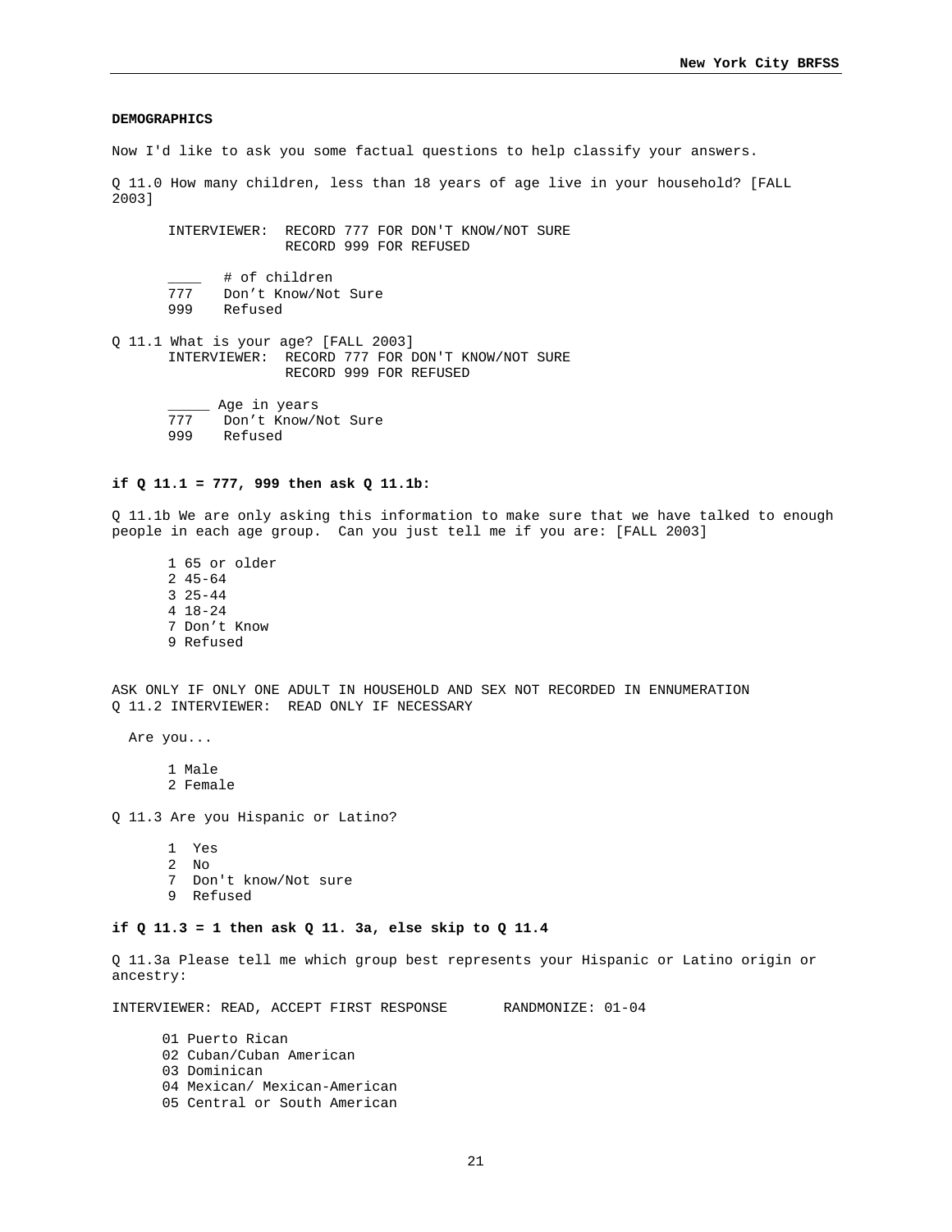**DEMOGRAPHICS**

Now I'd like to ask you some factual questions to help classify your answers.

Q 11.0 How many children, less than 18 years of age live in your household? [FALL 2003]

INTERVIEWER: RECORD 777 FOR DON'T KNOW/NOT SURE
RECORD 999 FOR REFUSED

____ # of children
777 Don't Know/Not Sure
999 Refused

Q 11.1 What is your age? [FALL 2003]
INTERVIEWER: RECORD 777 FOR DON'T KNOW/NOT SURE
RECORD 999 FOR REFUSED

_____ Age in years
777 Don't Know/Not Sure
999 Refused

**if Q 11.1 = 777, 999 then ask Q 11.1b:**

Q 11.1b We are only asking this information to make sure that we have talked to enough people in each age group. Can you just tell me if you are: [FALL 2003]

1 65 or older
2 45-64
3 25-44
4 18-24
7 Don't Know
9 Refused

ASK ONLY IF ONLY ONE ADULT IN HOUSEHOLD AND SEX NOT RECORDED IN ENNUMERATION
Q 11.2 INTERVIEWER: READ ONLY IF NECESSARY

Are you...

1 Male
2 Female

Q 11.3 Are you Hispanic or Latino?

1 Yes
2 No
7 Don't know/Not sure
9 Refused

**if Q 11.3 = 1 then ask Q 11. 3a, else skip to Q 11.4**

Q 11.3a Please tell me which group best represents your Hispanic or Latino origin or ancestry:

INTERVIEWER: READ, ACCEPT FIRST RESPONSE RANDMONIZE: 01-04

01 Puerto Rican
02 Cuban/Cuban American
03 Dominican
04 Mexican/ Mexican-American
05 Central or South American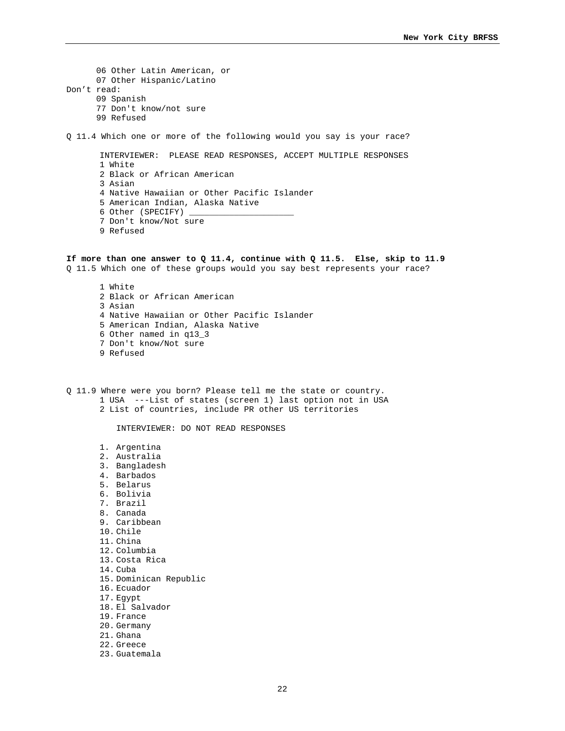06 Other Latin American, or
07 Other Hispanic/Latino

Don't read:

09 Spanish
77 Don't know/not sure
99 Refused

Q 11.4 Which one or more of the following would you say is your race?

INTERVIEWER: PLEASE READ RESPONSES, ACCEPT MULTIPLE RESPONSES

1 White
2 Black or African American
3 Asian
4 Native Hawaiian or Other Pacific Islander
5 American Indian, Alaska Native
6 Other (SPECIFY) ____________________
7 Don't know/Not sure
9 Refused

**If more than one answer to Q 11.4, continue with Q 11.5. Else, skip to 11.9**

Q 11.5 Which one of these groups would you say best represents your race?

1 White
2 Black or African American
3 Asian
4 Native Hawaiian or Other Pacific Islander
5 American Indian, Alaska Native
6 Other named in q13_3
7 Don't know/Not sure
9 Refused

Q 11.9 Where were you born? Please tell me the state or country.

1 USA ---List of states (screen 1) last option not in USA
2 List of countries, include PR other US territories

INTERVIEWER: DO NOT READ RESPONSES

1. Argentina
2. Australia
3. Bangladesh
4. Barbados
5. Belarus
6. Bolivia
7. Brazil
8. Canada
9. Caribbean
10. Chile
11. China
12. Columbia
13. Costa Rica
14. Cuba
15. Dominican Republic
16. Ecuador
17. Egypt
18. El Salvador
19. France
20. Germany
21. Ghana
22. Greece
23. Guatemala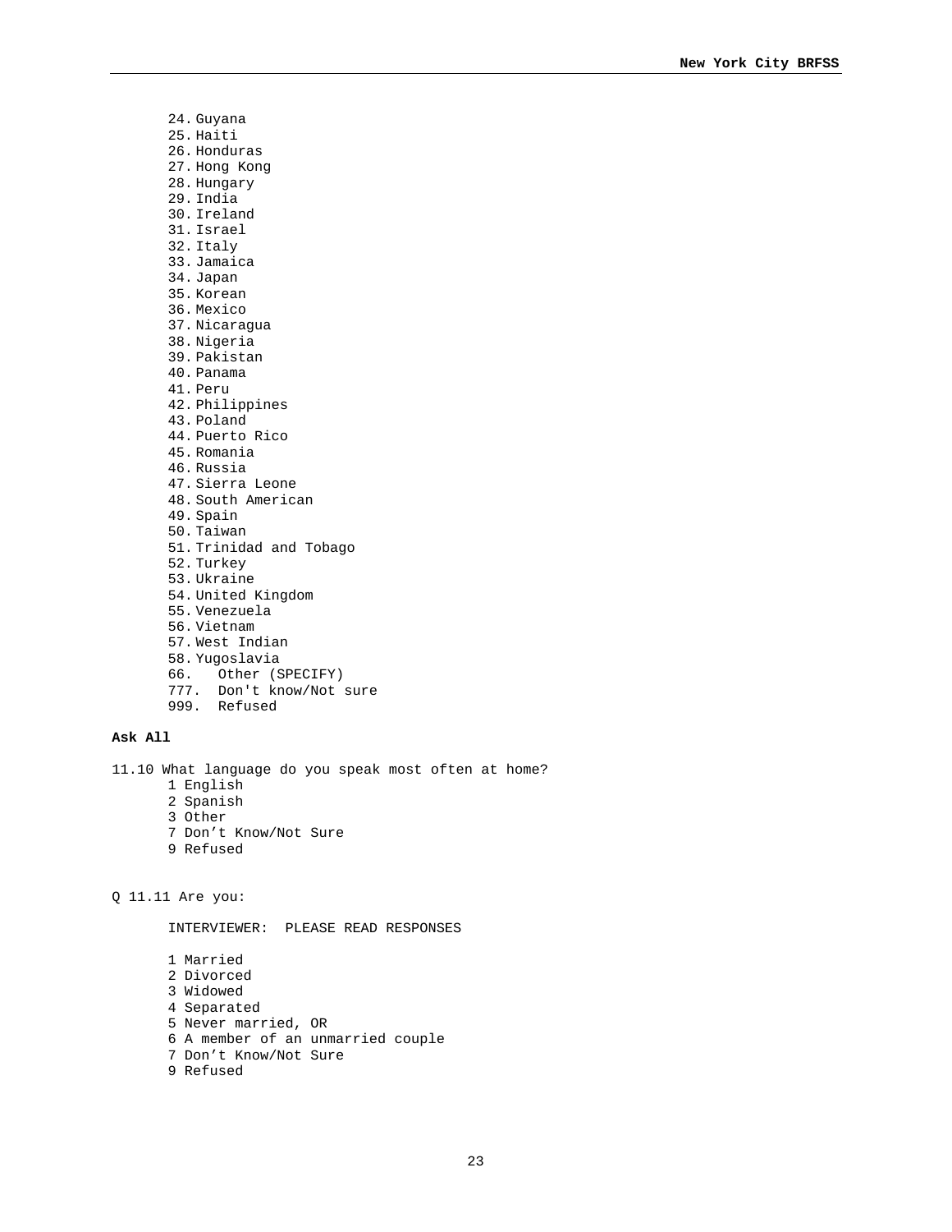24. Guyana
25. Haiti
26. Honduras
27. Hong Kong
28. Hungary
29. India
30. Ireland
31. Israel
32. Italy
33. Jamaica
34. Japan
35. Korean
36. Mexico
37. Nicaragua
38. Nigeria
39. Pakistan
40. Panama
41. Peru
42. Philippines
43. Poland
44. Puerto Rico
45. Romania
46. Russia
47. Sierra Leone
48. South American
49. Spain
50. Taiwan
51. Trinidad and Tobago
52. Turkey
53. Ukraine
54. United Kingdom
55. Venezuela
56. Vietnam
57. West Indian
58. Yugoslavia

66. Other (SPECIFY)
777. Don't know/Not sure
999. Refused

**Ask All**

11.10 What language do you speak most often at home?

1 English
2 Spanish
3 Other
7 Don't Know/Not Sure
9 Refused

Q 11.11 Are you:

INTERVIEWER: PLEASE READ RESPONSES

1 Married
2 Divorced
3 Widowed
4 Separated
5 Never married, OR
6 A member of an unmarried couple
7 Don't Know/Not Sure
9 Refused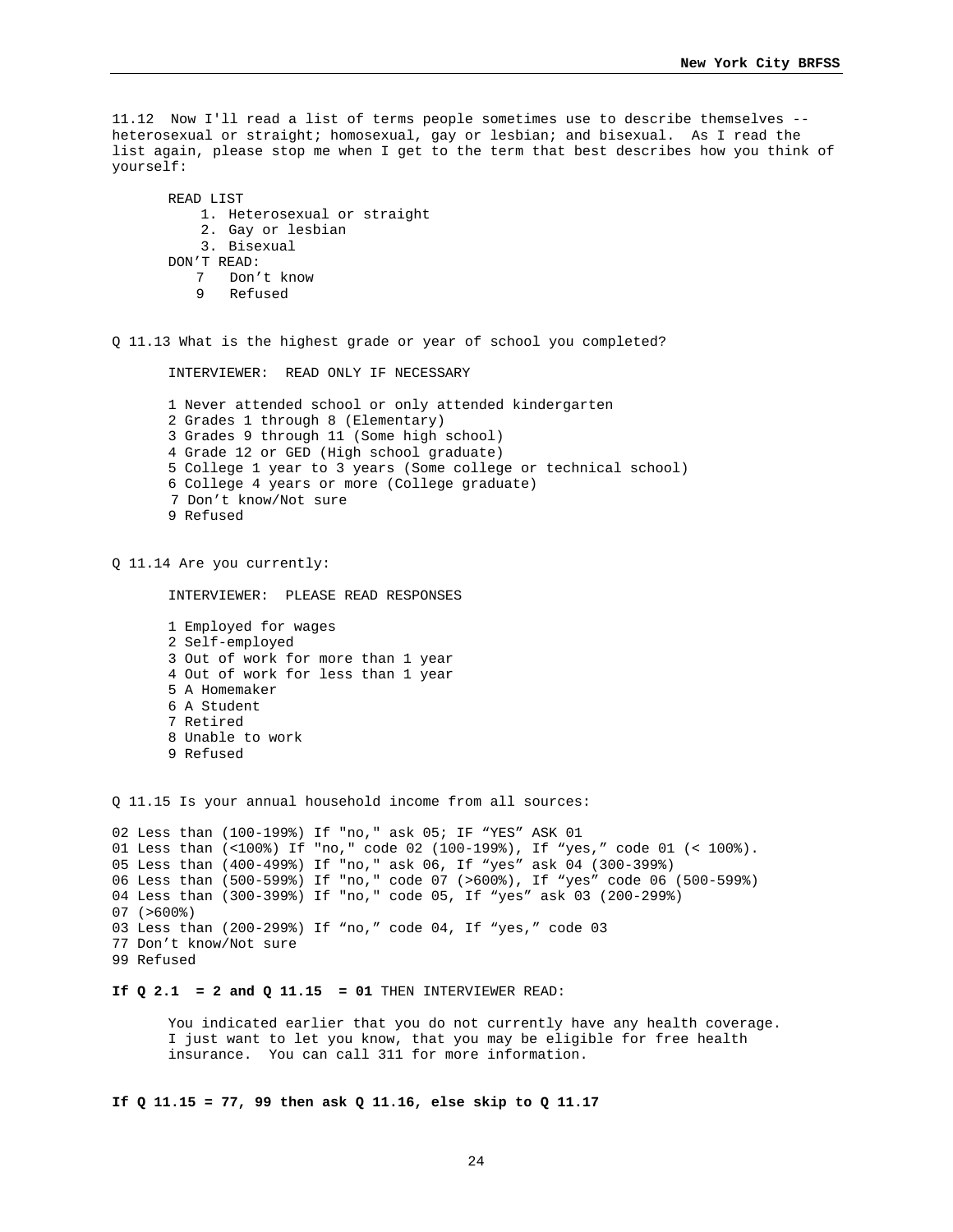11.12 Now I'll read a list of terms people sometimes use to describe themselves -- heterosexual or straight; homosexual, gay or lesbian; and bisexual. As I read the list again, please stop me when I get to the term that best describes how you think of yourself:

READ LIST

1. Heterosexual or straight
2. Gay or lesbian
3. Bisexual

DON'T READ:

7 Don't know
9 Refused

Q 11.13 What is the highest grade or year of school you completed?

INTERVIEWER: READ ONLY IF NECESSARY

1 Never attended school or only attended kindergarten
2 Grades 1 through 8 (Elementary)
3 Grades 9 through 11 (Some high school)
4 Grade 12 or GED (High school graduate)
5 College 1 year to 3 years (Some college or technical school)
6 College 4 years or more (College graduate)
7 Don't know/Not sure
9 Refused

Q 11.14 Are you currently:

INTERVIEWER: PLEASE READ RESPONSES

1 Employed for wages
2 Self-employed
3 Out of work for more than 1 year
4 Out of work for less than 1 year
5 A Homemaker
6 A Student
7 Retired
8 Unable to work
9 Refused

Q 11.15 Is your annual household income from all sources:

02 Less than (100-199%) If "no," ask 05; IF "YES" ASK 01
01 Less than (<100%) If "no," code 02 (100-199%), If "yes," code 01 (< 100%).
05 Less than (400-499%) If "no," ask 06, If "yes" ask 04 (300-399%)
06 Less than (500-599%) If "no," code 07 (>600%), If "yes" code 06 (500-599%)
04 Less than (300-399%) If "no," code 05, If "yes" ask 03 (200-299%)
07 (>600%)
03 Less than (200-299%) If "no," code 04, If "yes," code 03
77 Don't know/Not sure
99 Refused

**If Q 2.1 = 2 and Q 11.15 = 01** THEN INTERVIEWER READ:

You indicated earlier that you do not currently have any health coverage. I just want to let you know, that you may be eligible for free health insurance. You can call 311 for more information.

**If Q 11.15 = 77, 99 then ask Q 11.16, else skip to Q 11.17**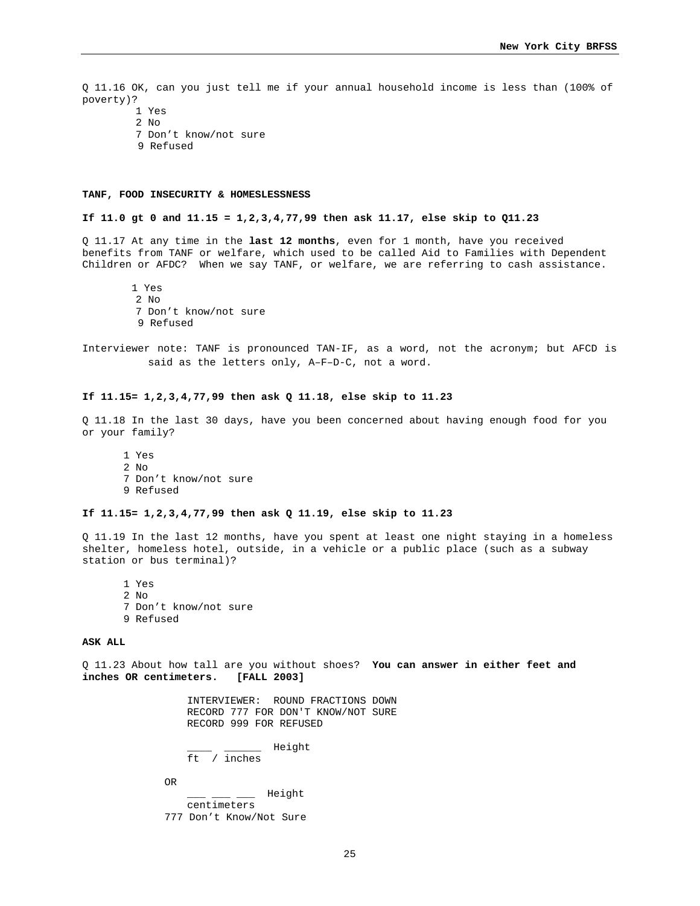Q 11.16 OK, can you just tell me if your annual household income is less than (100% of poverty)?

1 Yes
2 No
7 Don't know/not sure
9 Refused

**TANF, FOOD INSECURITY & HOMESLESSNESS**

**If 11.0 gt 0 and 11.15 = 1,2,3,4,77,99 then ask 11.17, else skip to Q11.23**

Q 11.17 At any time in the **last 12 months**, even for 1 month, have you received benefits from TANF or welfare, which used to be called Aid to Families with Dependent Children or AFDC? When we say TANF, or welfare, we are referring to cash assistance.

1 Yes
2 No
7 Don't know/not sure
9 Refused

Interviewer note: TANF is pronounced TAN-IF, as a word, not the acronym; but AFCD is said as the letters only, A–F–D-C, not a word.

**If 11.15= 1,2,3,4,77,99 then ask Q 11.18, else skip to 11.23**

Q 11.18 In the last 30 days, have you been concerned about having enough food for you or your family?

1 Yes
2 No
7 Don't know/not sure
9 Refused

**If 11.15= 1,2,3,4,77,99 then ask Q 11.19, else skip to 11.23**

Q 11.19 In the last 12 months, have you spent at least one night staying in a homeless shelter, homeless hotel, outside, in a vehicle or a public place (such as a subway station or bus terminal)?

1 Yes
2 No
7 Don't know/not sure
9 Refused

**ASK ALL**

Q 11.23 About how tall are you without shoes? **You can answer in either feet and inches OR centimeters. [FALL 2003]**

INTERVIEWER: ROUND FRACTIONS DOWN
RECORD 777 FOR DON'T KNOW/NOT SURE
RECORD 999 FOR REFUSED

____ ______ Height
ft / inches

OR

___ ___ ___ Height
centimeters

777 Don't Know/Not Sure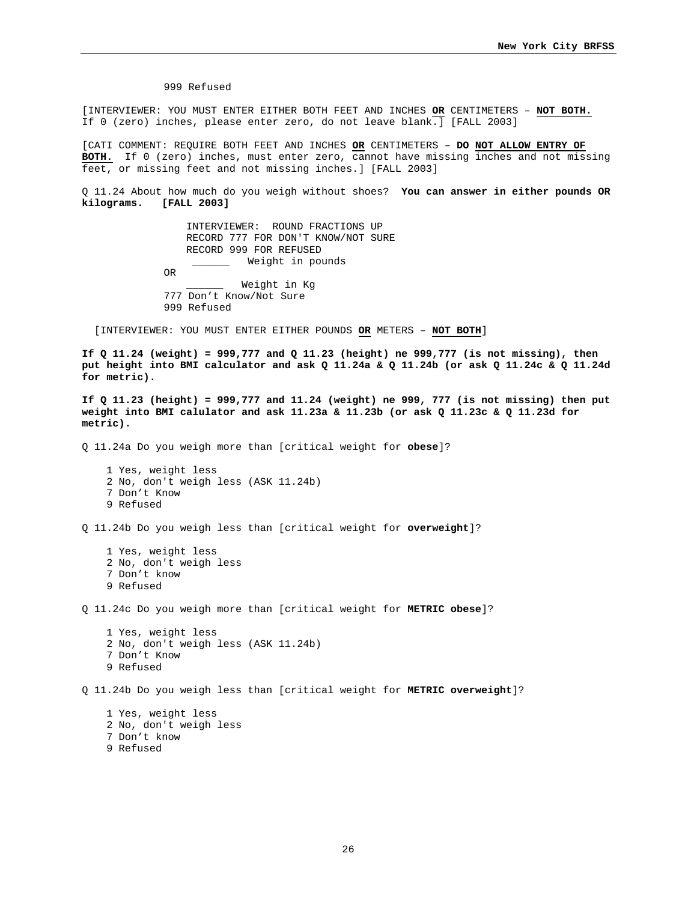999 Refused

[INTERVIEWER: YOU MUST ENTER EITHER BOTH FEET AND INCHES **OR** CENTIMETERS – **NOT BOTH.** If 0 (zero) inches, please enter zero, do not leave blank.] [FALL 2003]

[CATI COMMENT: REQUIRE BOTH FEET AND INCHES **OR** CENTIMETERS – **DO NOT ALLOW ENTRY OF BOTH.** If 0 (zero) inches, must enter zero, cannot have missing inches and not missing feet, or missing feet and not missing inches.] [FALL 2003]

Q 11.24 About how much do you weigh without shoes? **You can answer in either pounds OR kilograms. [FALL 2003]**

INTERVIEWER: ROUND FRACTIONS UP
RECORD 777 FOR DON'T KNOW/NOT SURE
RECORD 999 FOR REFUSED
______ Weight in pounds

OR

______ Weight in Kg

777 Don't Know/Not Sure
999 Refused

[INTERVIEWER: YOU MUST ENTER EITHER POUNDS **OR** METERS – **NOT BOTH**]

**If Q 11.24 (weight) = 999,777 and Q 11.23 (height) ne 999,777 (is not missing), then put height into BMI calculator and ask Q 11.24a & Q 11.24b (or ask Q 11.24c & Q 11.24d for metric).**

**If Q 11.23 (height) = 999,777 and 11.24 (weight) ne 999, 777 (is not missing) then put weight into BMI calulator and ask 11.23a & 11.23b (or ask Q 11.23c & Q 11.23d for metric).**

Q 11.24a Do you weigh more than [critical weight for **obese**]?

1 Yes, weight less
2 No, don't weigh less (ASK 11.24b)
7 Don't Know
9 Refused

Q 11.24b Do you weigh less than [critical weight for **overweight**]?

1 Yes, weight less
2 No, don't weigh less
7 Don't know
9 Refused

Q 11.24c Do you weigh more than [critical weight for **METRIC obese**]?

1 Yes, weight less
2 No, don't weigh less (ASK 11.24b)
7 Don't Know
9 Refused

Q 11.24b Do you weigh less than [critical weight for **METRIC overweight**]?

1 Yes, weight less
2 No, don't weigh less
7 Don't know
9 Refused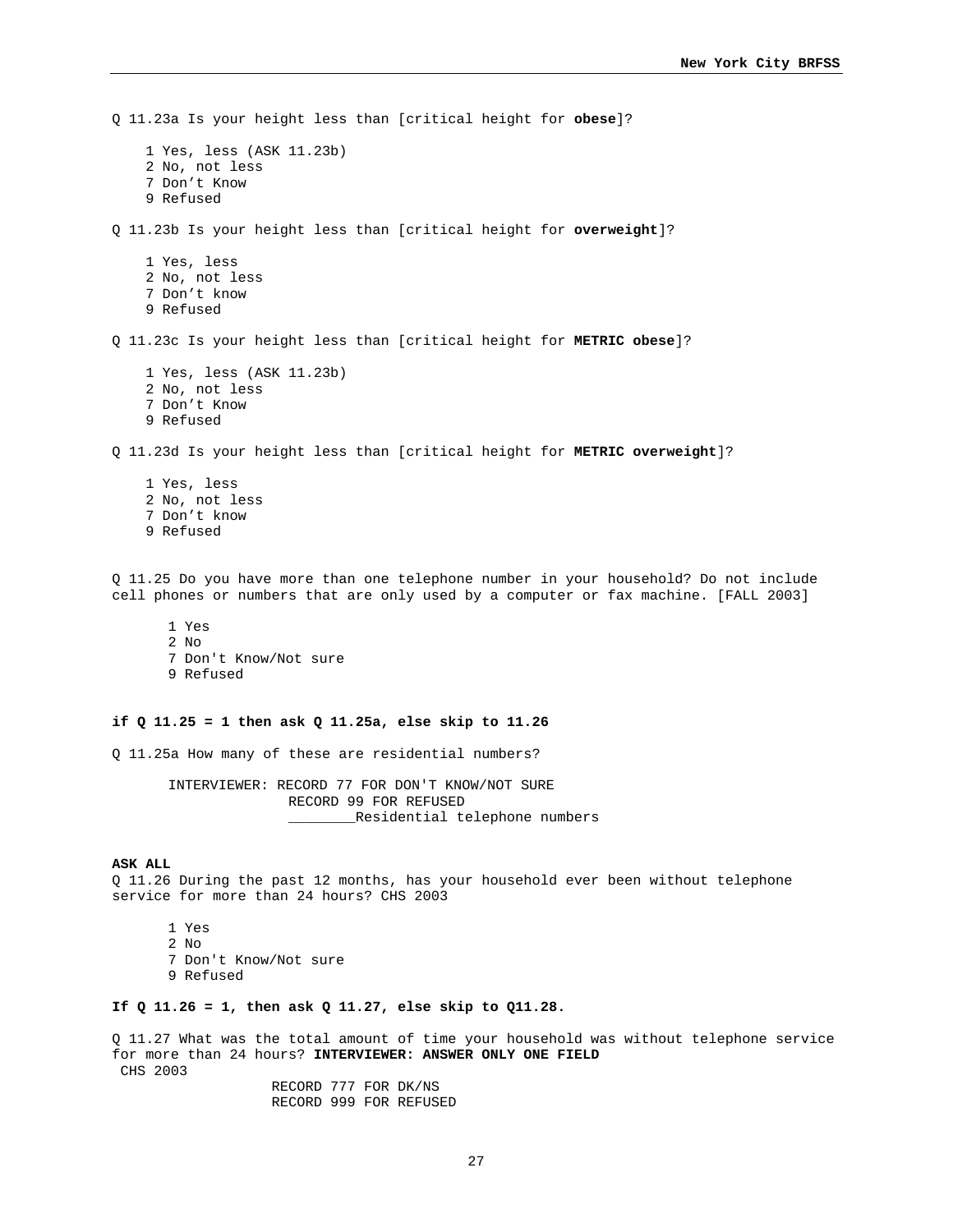Q 11.23a Is your height less than [critical height for **obese**]?

1 Yes, less (ASK 11.23b)
2 No, not less
7 Don't Know
9 Refused

Q 11.23b Is your height less than [critical height for **overweight**]?

1 Yes, less
2 No, not less
7 Don't know
9 Refused

Q 11.23c Is your height less than [critical height for **METRIC obese**]?

1 Yes, less (ASK 11.23b)
2 No, not less
7 Don't Know
9 Refused

Q 11.23d Is your height less than [critical height for **METRIC overweight**]?

1 Yes, less
2 No, not less
7 Don't know
9 Refused

Q 11.25 Do you have more than one telephone number in your household? Do not include cell phones or numbers that are only used by a computer or fax machine. [FALL 2003]

1 Yes
2 No
7 Don't Know/Not sure
9 Refused

**if Q 11.25 = 1 then ask Q 11.25a, else skip to 11.26**

Q 11.25a How many of these are residential numbers?

INTERVIEWER: RECORD 77 FOR DON'T KNOW/NOT SURE
RECORD 99 FOR REFUSED
________Residential telephone numbers

**ASK ALL**

Q 11.26 During the past 12 months, has your household ever been without telephone service for more than 24 hours? CHS 2003

1 Yes
2 No
7 Don't Know/Not sure
9 Refused

**If Q 11.26 = 1, then ask Q 11.27, else skip to Q11.28.**

Q 11.27 What was the total amount of time your household was without telephone service for more than 24 hours? **INTERVIEWER: ANSWER ONLY ONE FIELD**
CHS 2003

RECORD 777 FOR DK/NS
RECORD 999 FOR REFUSED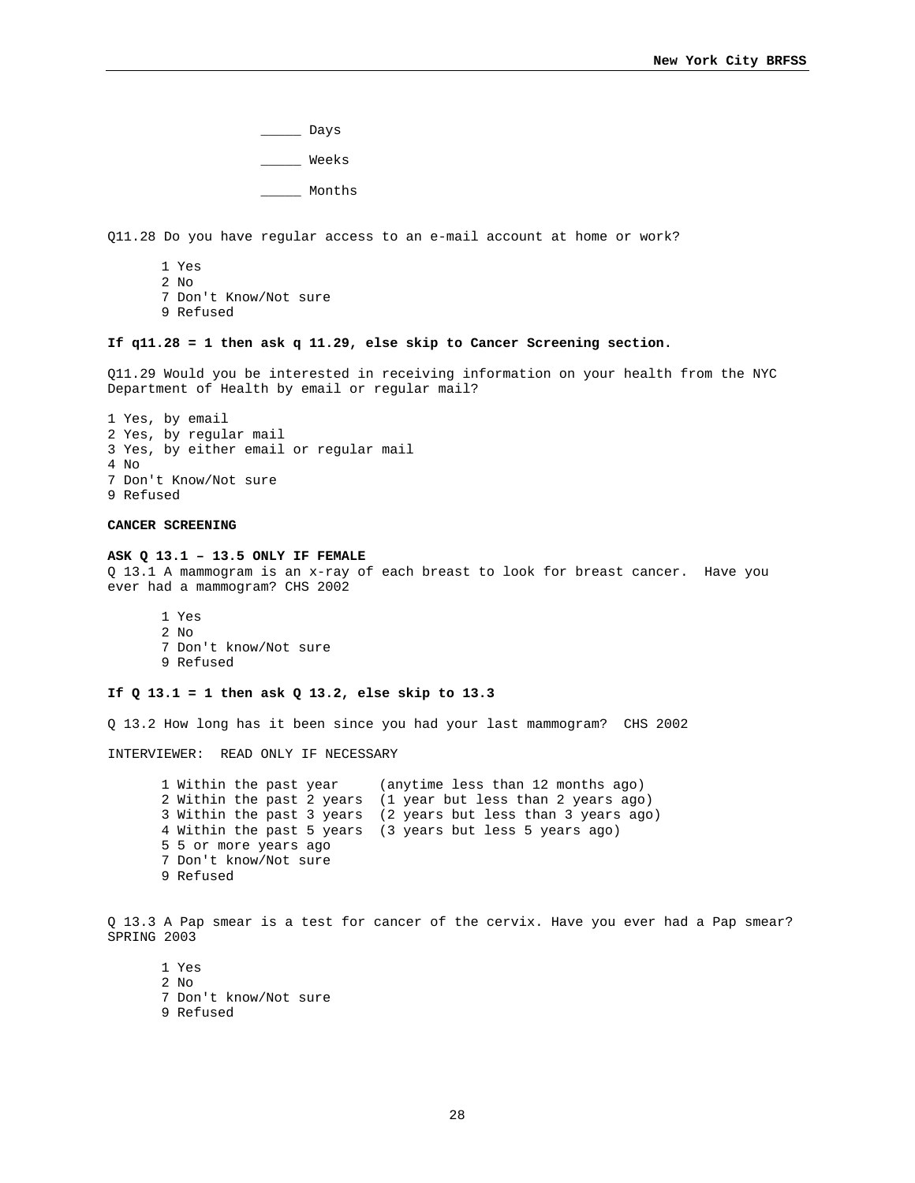_____ Days

_____ Weeks

_____ Months

Q11.28 Do you have regular access to an e-mail account at home or work?

1 Yes
2 No
7 Don't Know/Not sure
9 Refused

**If q11.28 = 1 then ask q 11.29, else skip to Cancer Screening section.**

Q11.29 Would you be interested in receiving information on your health from the NYC Department of Health by email or regular mail?

1 Yes, by email
2 Yes, by regular mail
3 Yes, by either email or regular mail
4 No
7 Don't Know/Not sure
9 Refused

**CANCER SCREENING**

**ASK Q 13.1 – 13.5 ONLY IF FEMALE**
Q 13.1 A mammogram is an x-ray of each breast to look for breast cancer. Have you ever had a mammogram? CHS 2002

1 Yes
2 No
7 Don't know/Not sure
9 Refused

**If Q 13.1 = 1 then ask Q 13.2, else skip to 13.3**

Q 13.2 How long has it been since you had your last mammogram? CHS 2002

INTERVIEWER: READ ONLY IF NECESSARY

1 Within the past year (anytime less than 12 months ago)
2 Within the past 2 years (1 year but less than 2 years ago)
3 Within the past 3 years (2 years but less than 3 years ago)
4 Within the past 5 years (3 years but less 5 years ago)
5 5 or more years ago
7 Don't know/Not sure
9 Refused

Q 13.3 A Pap smear is a test for cancer of the cervix. Have you ever had a Pap smear? SPRING 2003

1 Yes
2 No
7 Don't know/Not sure
9 Refused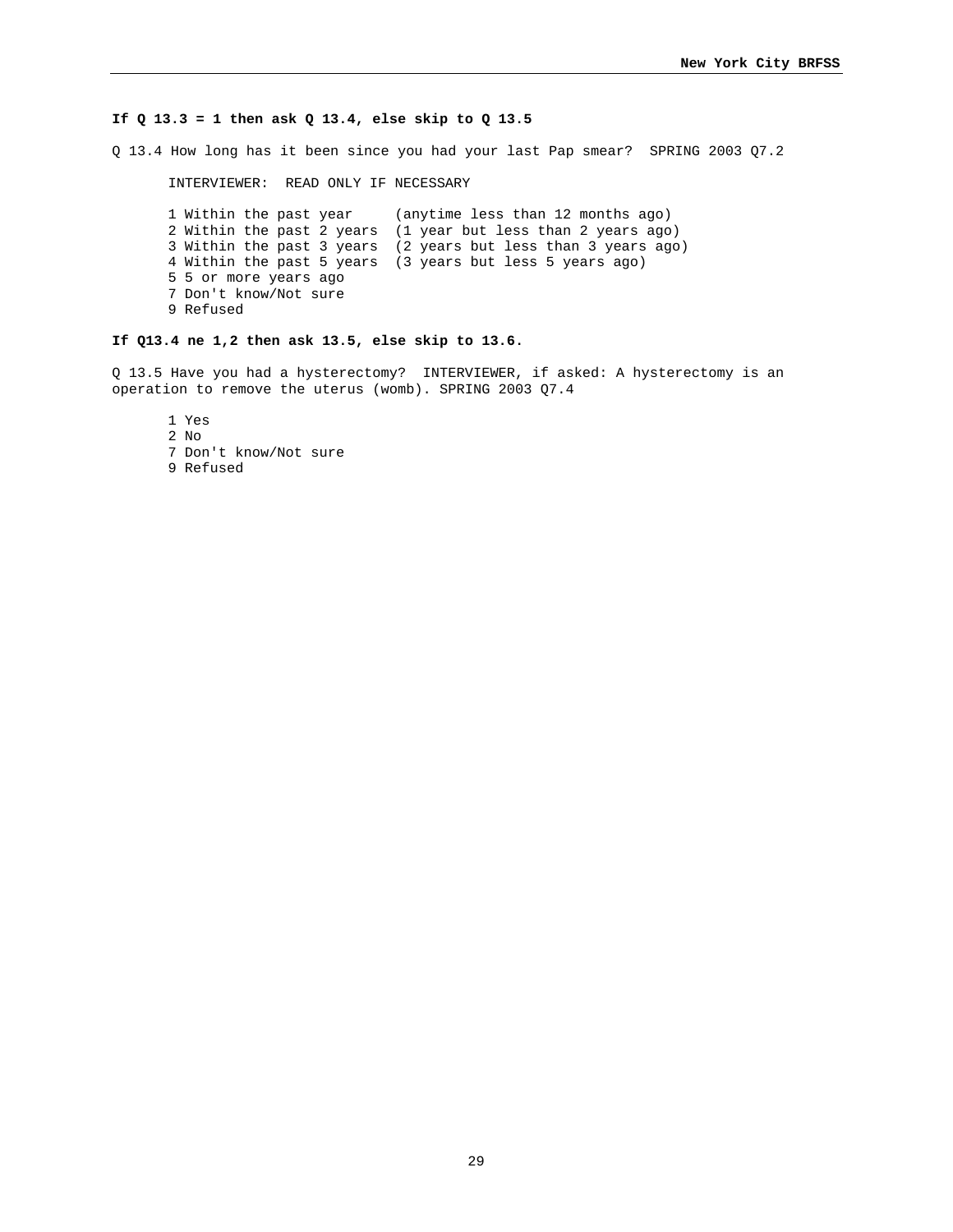**If Q 13.3 = 1 then ask Q 13.4, else skip to Q 13.5**

Q 13.4 How long has it been since you had your last Pap smear?  SPRING 2003 Q7.2

INTERVIEWER:  READ ONLY IF NECESSARY

1 Within the past year     (anytime less than 12 months ago)
2 Within the past 2 years  (1 year but less than 2 years ago)
3 Within the past 3 years  (2 years but less than 3 years ago)
4 Within the past 5 years  (3 years but less 5 years ago)
5 5 or more years ago
7 Don't know/Not sure
9 Refused

**If Q13.4 ne 1,2 then ask 13.5, else skip to 13.6.**

Q 13.5 Have you had a hysterectomy?  INTERVIEWER, if asked: A hysterectomy is an operation to remove the uterus (womb). SPRING 2003 Q7.4

1 Yes
2 No
7 Don't know/Not sure
9 Refused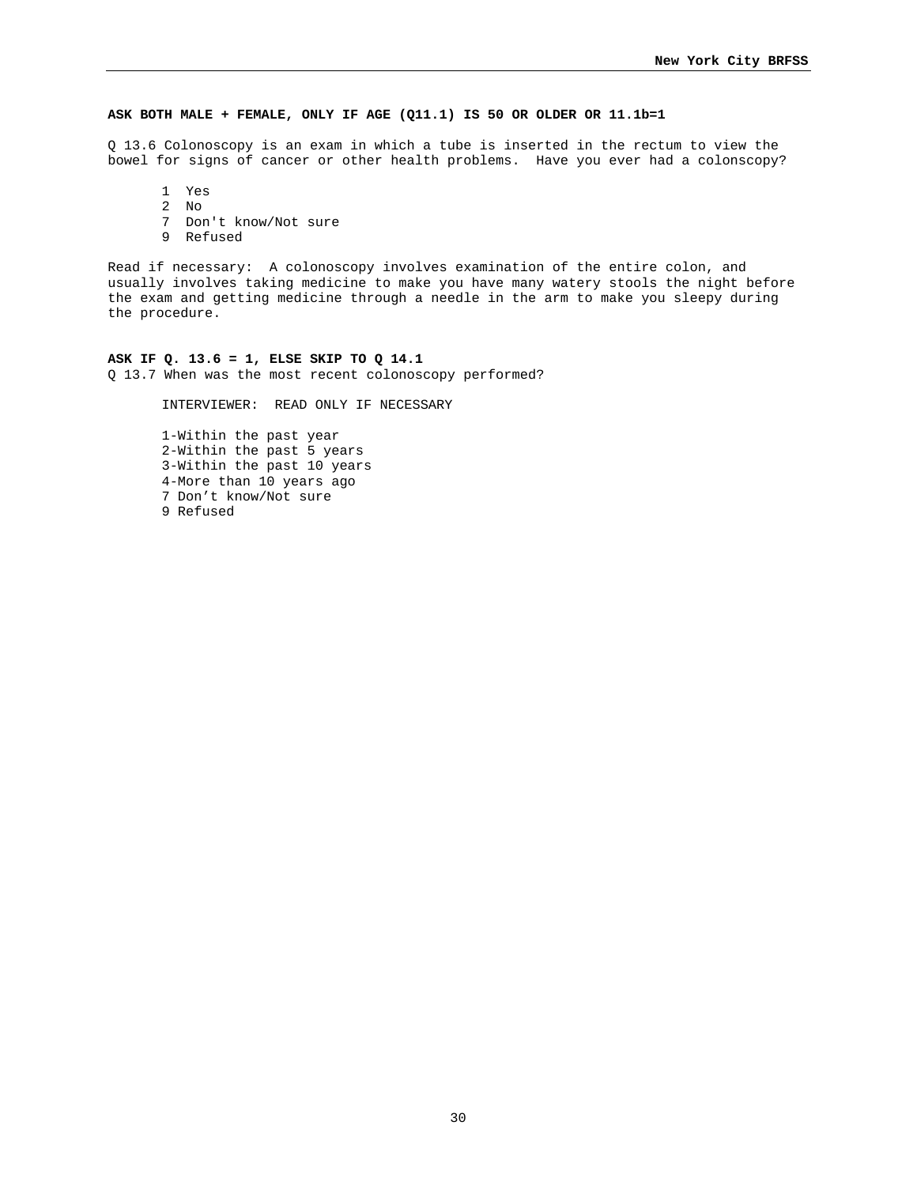**ASK BOTH MALE + FEMALE, ONLY IF AGE (Q11.1) IS 50 OR OLDER OR 11.1b=1**

Q 13.6 Colonoscopy is an exam in which a tube is inserted in the rectum to view the bowel for signs of cancer or other health problems. Have you ever had a colonscopy?

1 Yes
2 No
7 Don't know/Not sure
9 Refused

Read if necessary: A colonoscopy involves examination of the entire colon, and usually involves taking medicine to make you have many watery stools the night before the exam and getting medicine through a needle in the arm to make you sleepy during the procedure.

**ASK IF Q. 13.6 = 1, ELSE SKIP TO Q 14.1**
Q 13.7 When was the most recent colonoscopy performed?

INTERVIEWER: READ ONLY IF NECESSARY

1-Within the past year
2-Within the past 5 years
3-Within the past 10 years
4-More than 10 years ago
7 Don't know/Not sure
9 Refused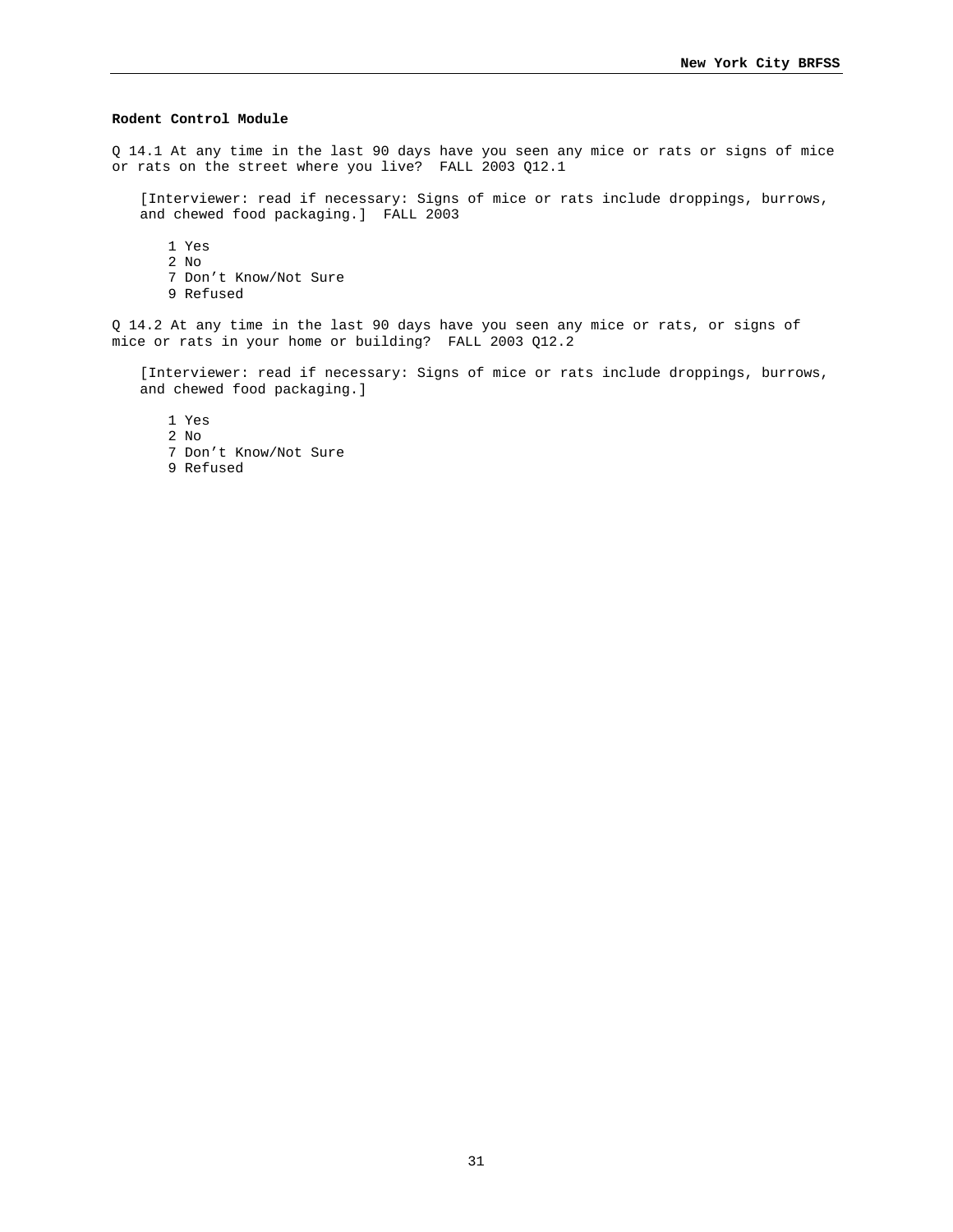**Rodent Control Module**

Q 14.1 At any time in the last 90 days have you seen any mice or rats or signs of mice or rats on the street where you live?  FALL 2003 Q12.1

[Interviewer: read if necessary: Signs of mice or rats include droppings, burrows, and chewed food packaging.]  FALL 2003

1 Yes
2 No
7 Don't Know/Not Sure
9 Refused

Q 14.2 At any time in the last 90 days have you seen any mice or rats, or signs of mice or rats in your home or building?  FALL 2003 Q12.2

[Interviewer: read if necessary: Signs of mice or rats include droppings, burrows, and chewed food packaging.]

1 Yes
2 No
7 Don't Know/Not Sure
9 Refused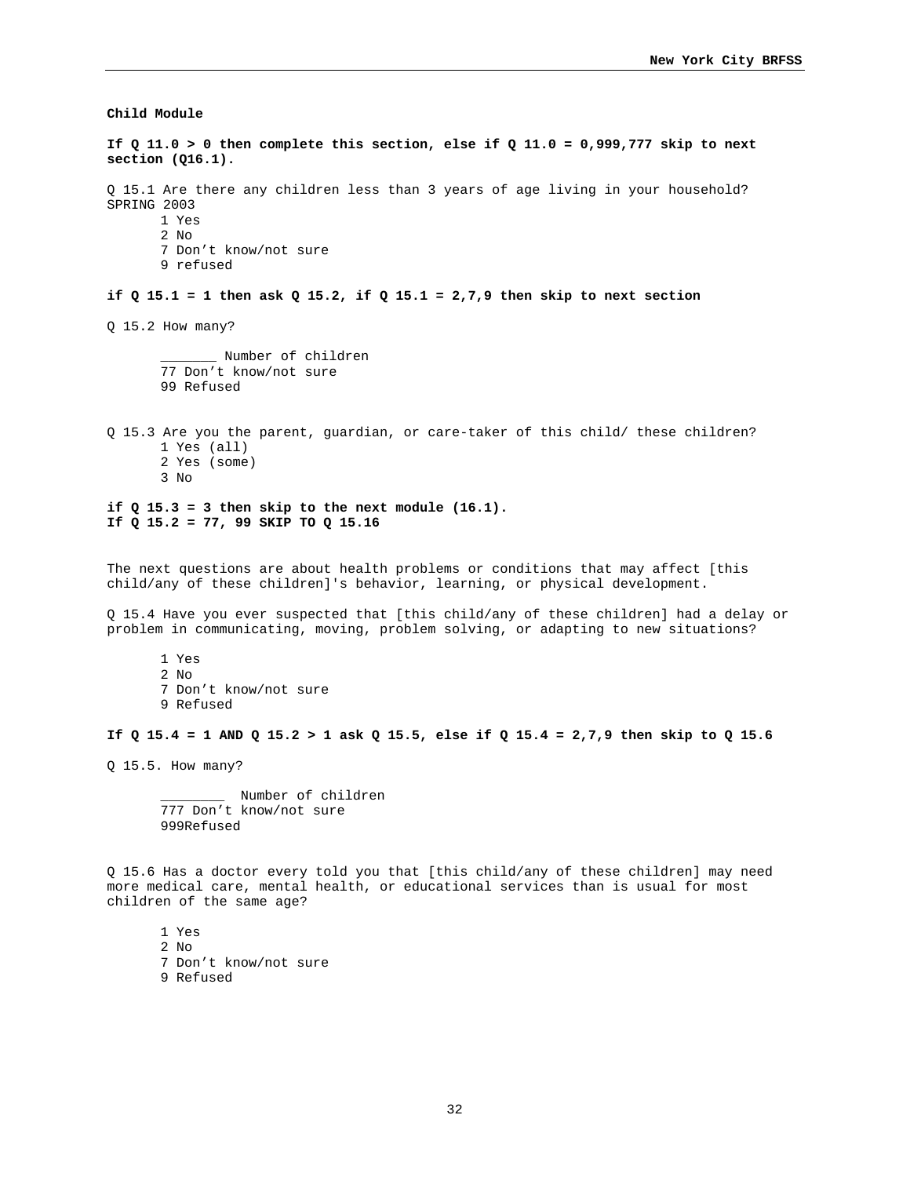**Child Module**

**If Q 11.0 > 0 then complete this section, else if Q 11.0 = 0,999,777 skip to next section (Q16.1).**

Q 15.1 Are there any children less than 3 years of age living in your household? SPRING 2003

1 Yes
2 No
7 Don't know/not sure
9 refused

**if Q 15.1 = 1 then ask Q 15.2, if Q 15.1 = 2,7,9 then skip to next section**

Q 15.2 How many?

_______ Number of children
77 Don't know/not sure
99 Refused

Q 15.3 Are you the parent, guardian, or care-taker of this child/ these children?

1 Yes (all)
2 Yes (some)
3 No

**if Q 15.3 = 3 then skip to the next module (16.1).**
**If Q 15.2 = 77, 99 SKIP TO Q 15.16**

The next questions are about health problems or conditions that may affect [this child/any of these children]'s behavior, learning, or physical development.

Q 15.4 Have you ever suspected that [this child/any of these children] had a delay or problem in communicating, moving, problem solving, or adapting to new situations?

1 Yes
2 No
7 Don't know/not sure
9 Refused

**If Q 15.4 = 1 AND Q 15.2 > 1 ask Q 15.5, else if Q 15.4 = 2,7,9 then skip to Q 15.6**

Q 15.5. How many?

________ Number of children
777 Don't know/not sure
999Refused

Q 15.6 Has a doctor every told you that [this child/any of these children] may need more medical care, mental health, or educational services than is usual for most children of the same age?

1 Yes
2 No
7 Don't know/not sure
9 Refused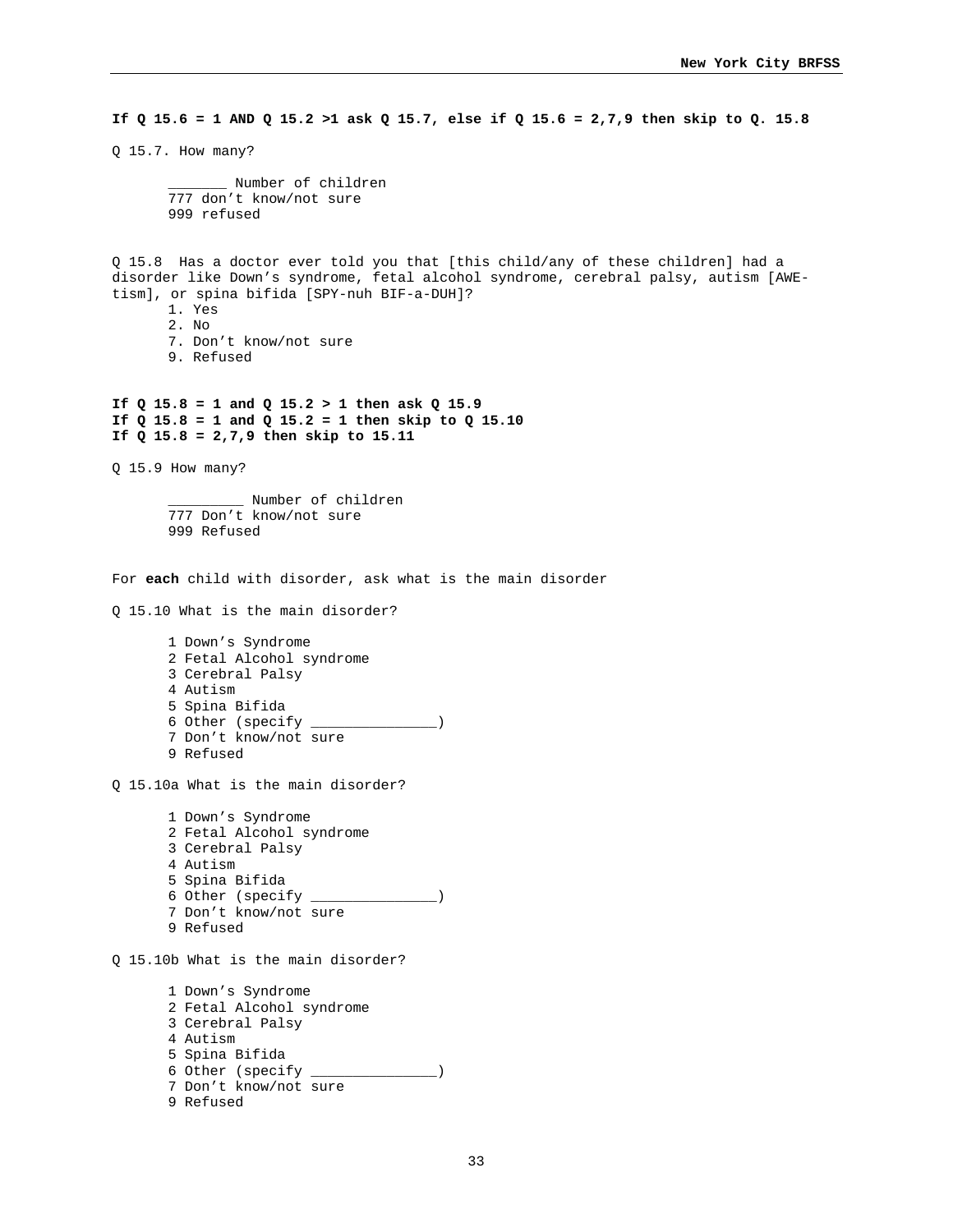**If Q 15.6 = 1 AND Q 15.2 >1 ask Q 15.7, else if Q 15.6 = 2,7,9 then skip to Q. 15.8**

Q 15.7. How many?

_______ Number of children
777 don't know/not sure
999 refused

Q 15.8 Has a doctor ever told you that [this child/any of these children] had a disorder like Down's syndrome, fetal alcohol syndrome, cerebral palsy, autism [AWE-tism], or spina bifida [SPY-nuh BIF-a-DUH]?

1. Yes
2. No
7. Don't know/not sure
9. Refused

**If Q 15.8 = 1 and Q 15.2 > 1 then ask Q 15.9**
**If Q 15.8 = 1 and Q 15.2 = 1 then skip to Q 15.10**
**If Q 15.8 = 2,7,9 then skip to 15.11**

Q 15.9 How many?

_________ Number of children
777 Don't know/not sure
999 Refused

For **each** child with disorder, ask what is the main disorder

Q 15.10 What is the main disorder?

1 Down's Syndrome
2 Fetal Alcohol syndrome
3 Cerebral Palsy
4 Autism
5 Spina Bifida
6 Other (specify _______________)
7 Don't know/not sure
9 Refused

Q 15.10a What is the main disorder?

1 Down's Syndrome
2 Fetal Alcohol syndrome
3 Cerebral Palsy
4 Autism
5 Spina Bifida
6 Other (specify _______________)
7 Don't know/not sure
9 Refused

Q 15.10b What is the main disorder?

1 Down's Syndrome
2 Fetal Alcohol syndrome
3 Cerebral Palsy
4 Autism
5 Spina Bifida
6 Other (specify _______________)
7 Don't know/not sure
9 Refused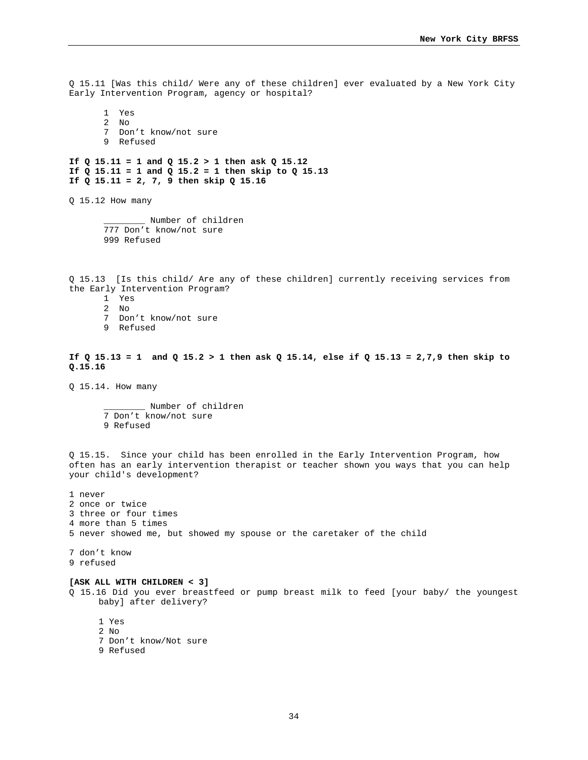Q 15.11 [Was this child/ Were any of these children] ever evaluated by a New York City Early Intervention Program, agency or hospital?

1 Yes
2 No
7 Don't know/not sure
9 Refused

**If Q 15.11 = 1 and Q 15.2 > 1 then ask Q 15.12**
**If Q 15.11 = 1 and Q 15.2 = 1 then skip to Q 15.13**
**If Q 15.11 = 2, 7, 9 then skip Q 15.16**

Q 15.12 How many

________ Number of children
777 Don't know/not sure
999 Refused

Q 15.13 [Is this child/ Are any of these children] currently receiving services from the Early Intervention Program?

1 Yes
2 No
7 Don't know/not sure
9 Refused

**If Q 15.13 = 1 and Q 15.2 > 1 then ask Q 15.14, else if Q 15.13 = 2,7,9 then skip to Q.15.16**

Q 15.14. How many

________ Number of children
7 Don't know/not sure
9 Refused

Q 15.15. Since your child has been enrolled in the Early Intervention Program, how often has an early intervention therapist or teacher shown you ways that you can help your child's development?

1 never
2 once or twice
3 three or four times
4 more than 5 times
5 never showed me, but showed my spouse or the caretaker of the child

7 don't know
9 refused

**[ASK ALL WITH CHILDREN < 3]**

Q 15.16 Did you ever breastfeed or pump breast milk to feed [your baby/ the youngest baby] after delivery?

1 Yes
2 No
7 Don't know/Not sure
9 Refused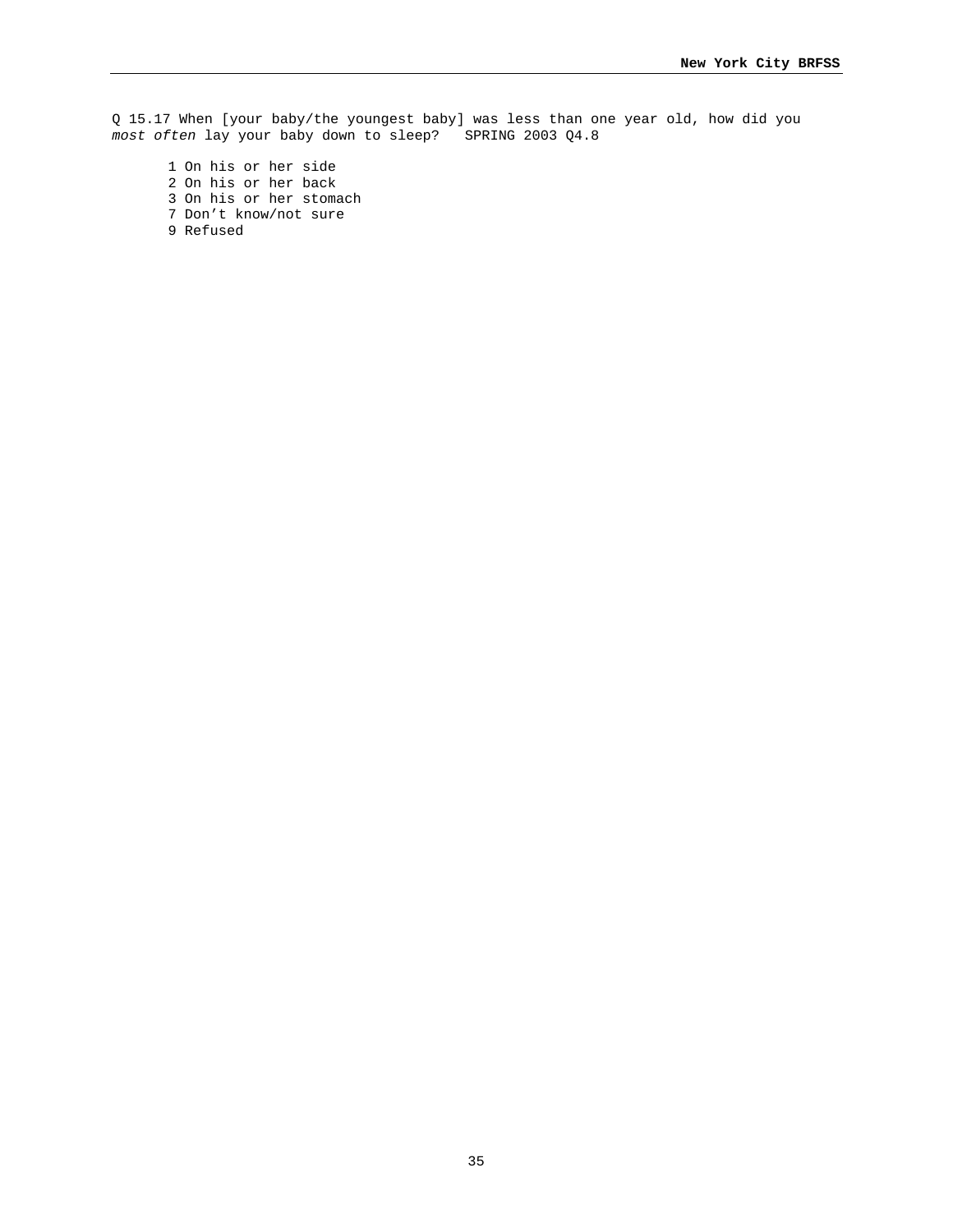Q 15.17 When [your baby/the youngest baby] was less than one year old, how did you *most often* lay your baby down to sleep?   SPRING 2003 Q4.8

1 On his or her side
2 On his or her back
3 On his or her stomach
7 Don't know/not sure
9 Refused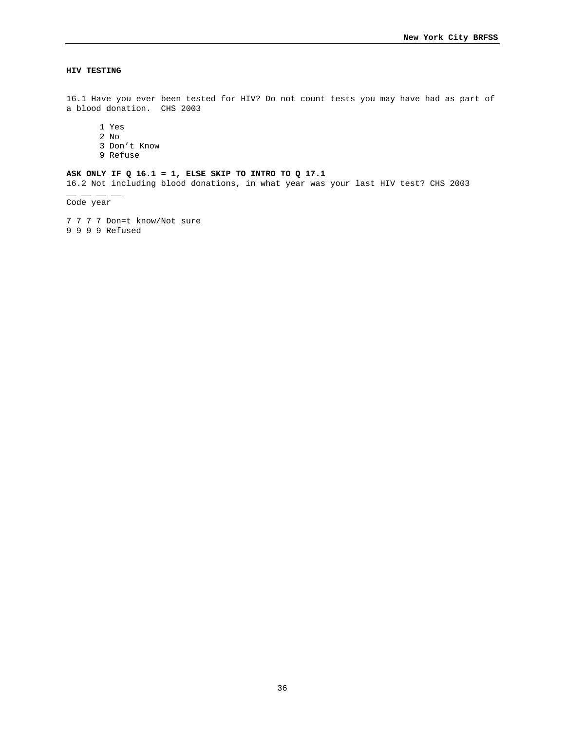**HIV TESTING**

16.1 Have you ever been tested for HIV? Do not count tests you may have had as part of a blood donation.  CHS 2003

1 Yes
2 No
3 Don’t Know
9 Refuse

**ASK ONLY IF Q 16.1 = 1, ELSE SKIP TO INTRO TO Q 17.1**
16.2 Not including blood donations, in what year was your last HIV test? CHS 2003

__ __ __ __
Code year

7 7 7 7 Don=t know/Not sure
9 9 9 9 Refused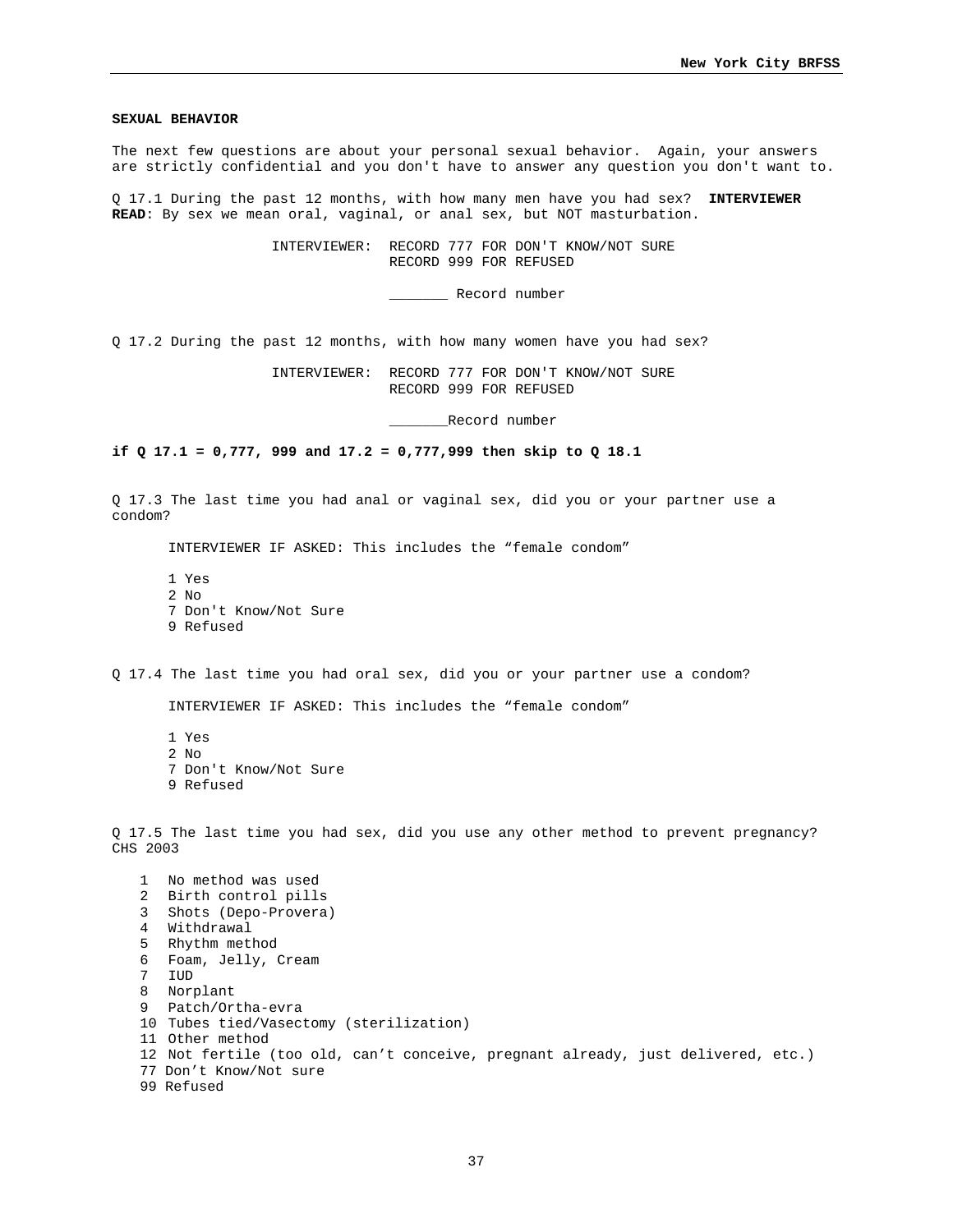**SEXUAL BEHAVIOR**

The next few questions are about your personal sexual behavior. Again, your answers are strictly confidential and you don't have to answer any question you don't want to.

Q 17.1 During the past 12 months, with how many men have you had sex? **INTERVIEWER READ**: By sex we mean oral, vaginal, or anal sex, but NOT masturbation.

INTERVIEWER: RECORD 777 FOR DON'T KNOW/NOT SURE
RECORD 999 FOR REFUSED

_______ Record number

Q 17.2 During the past 12 months, with how many women have you had sex?

INTERVIEWER: RECORD 777 FOR DON'T KNOW/NOT SURE
RECORD 999 FOR REFUSED

_______Record number

**if Q 17.1 = 0,777, 999 and 17.2 = 0,777,999 then skip to Q 18.1**

Q 17.3 The last time you had anal or vaginal sex, did you or your partner use a condom?

INTERVIEWER IF ASKED: This includes the "female condom"

1 Yes
2 No
7 Don't Know/Not Sure
9 Refused

Q 17.4 The last time you had oral sex, did you or your partner use a condom?

INTERVIEWER IF ASKED: This includes the "female condom"

1 Yes
2 No
7 Don't Know/Not Sure
9 Refused

Q 17.5 The last time you had sex, did you use any other method to prevent pregnancy? CHS 2003

1 No method was used
2 Birth control pills
3 Shots (Depo-Provera)
4 Withdrawal
5 Rhythm method
6 Foam, Jelly, Cream
7 IUD
8 Norplant
9 Patch/Ortha-evra
10 Tubes tied/Vasectomy (sterilization)
11 Other method
12 Not fertile (too old, can't conceive, pregnant already, just delivered, etc.)
77 Don't Know/Not sure
99 Refused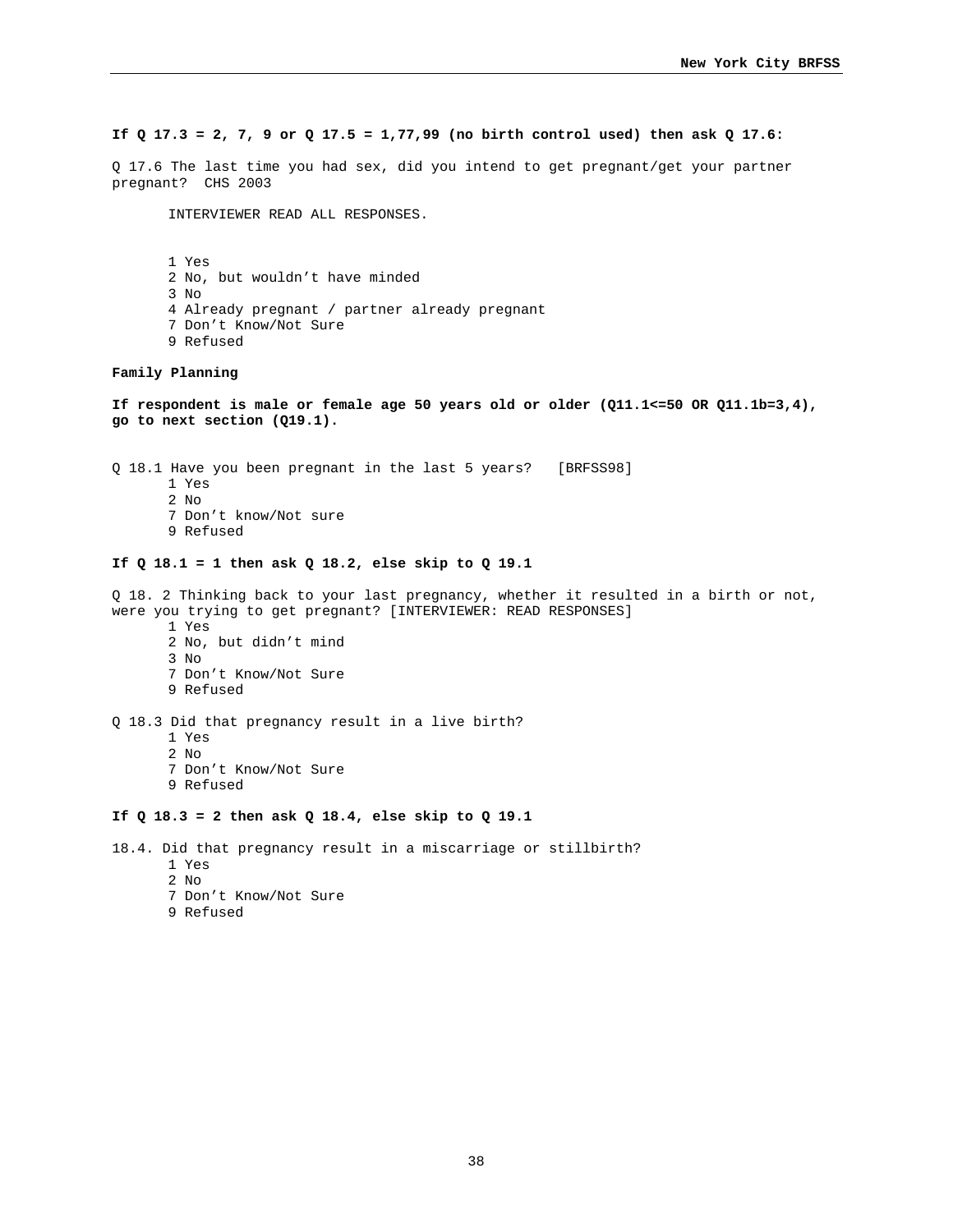**If Q 17.3 = 2, 7, 9 or Q 17.5 = 1,77,99 (no birth control used) then ask Q 17.6:**

Q 17.6 The last time you had sex, did you intend to get pregnant/get your partner pregnant? CHS 2003

INTERVIEWER READ ALL RESPONSES.

1 Yes
2 No, but wouldn't have minded
3 No
4 Already pregnant / partner already pregnant
7 Don't Know/Not Sure
9 Refused

**Family Planning**

**If respondent is male or female age 50 years old or older (Q11.1<=50 OR Q11.1b=3,4), go to next section (Q19.1).**

Q 18.1 Have you been pregnant in the last 5 years? [BRFSS98]
1 Yes
2 No
7 Don't know/Not sure
9 Refused

**If Q 18.1 = 1 then ask Q 18.2, else skip to Q 19.1**

Q 18. 2 Thinking back to your last pregnancy, whether it resulted in a birth or not, were you trying to get pregnant? [INTERVIEWER: READ RESPONSES]
1 Yes
2 No, but didn't mind
3 No
7 Don't Know/Not Sure
9 Refused

Q 18.3 Did that pregnancy result in a live birth?
1 Yes
2 No
7 Don't Know/Not Sure
9 Refused

**If Q 18.3 = 2 then ask Q 18.4, else skip to Q 19.1**

18.4. Did that pregnancy result in a miscarriage or stillbirth?
1 Yes
2 No
7 Don't Know/Not Sure
9 Refused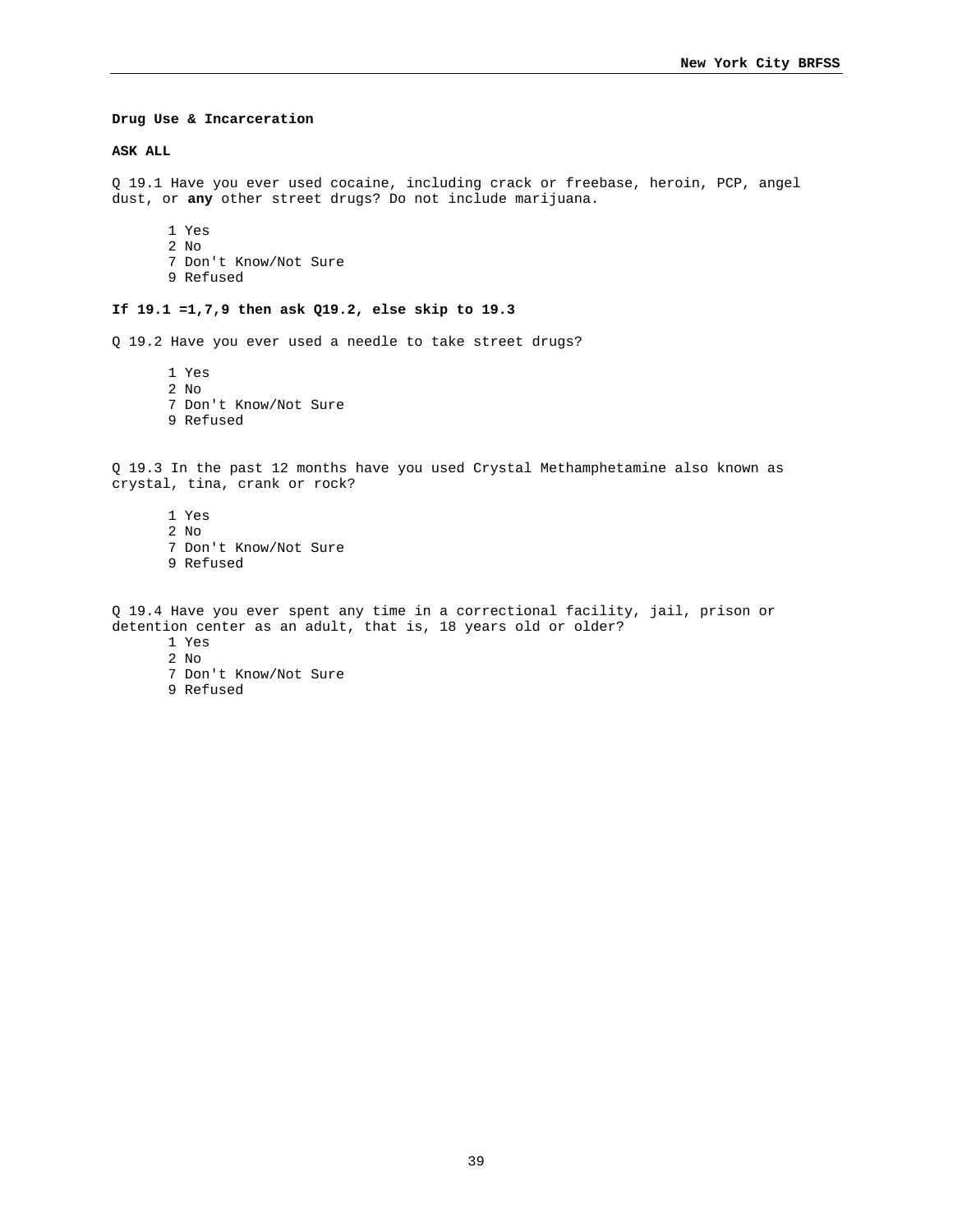**Drug Use & Incarceration**

**ASK ALL**

Q 19.1 Have you ever used cocaine, including crack or freebase, heroin, PCP, angel dust, or **any** other street drugs? Do not include marijuana.

1 Yes
2 No
7 Don't Know/Not Sure
9 Refused

**If 19.1 =1,7,9 then ask Q19.2, else skip to 19.3**

Q 19.2 Have you ever used a needle to take street drugs?

1 Yes
2 No
7 Don't Know/Not Sure
9 Refused

Q 19.3 In the past 12 months have you used Crystal Methamphetamine also known as crystal, tina, crank or rock?

1 Yes
2 No
7 Don't Know/Not Sure
9 Refused

Q 19.4 Have you ever spent any time in a correctional facility, jail, prison or detention center as an adult, that is, 18 years old or older?

1 Yes
2 No
7 Don't Know/Not Sure
9 Refused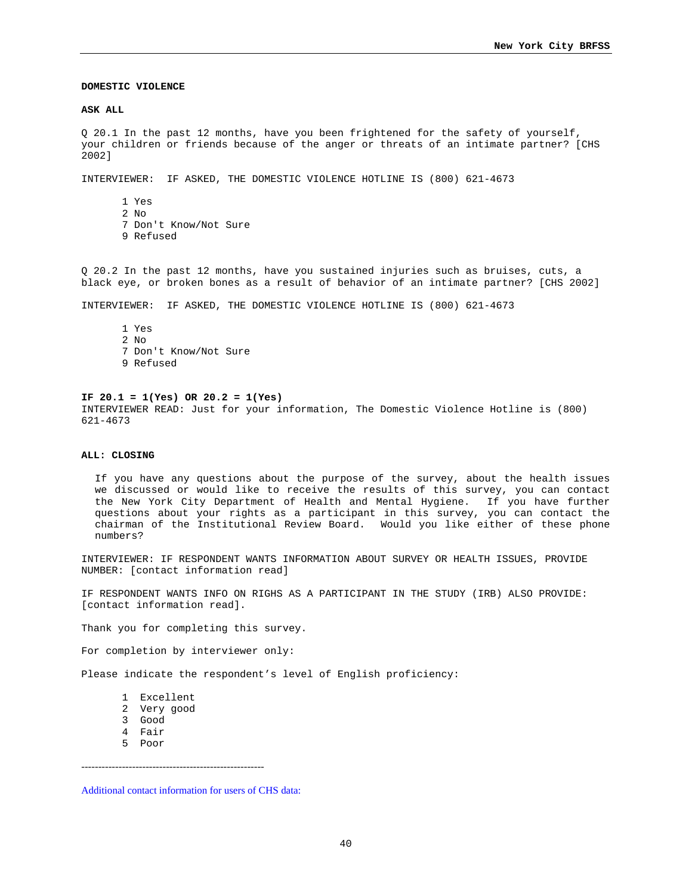**DOMESTIC VIOLENCE**

**ASK ALL**

Q 20.1 In the past 12 months, have you been frightened for the safety of yourself, your children or friends because of the anger or threats of an intimate partner? [CHS 2002]

INTERVIEWER: IF ASKED, THE DOMESTIC VIOLENCE HOTLINE IS (800) 621-4673

1 Yes
2 No
7 Don't Know/Not Sure
9 Refused

Q 20.2 In the past 12 months, have you sustained injuries such as bruises, cuts, a black eye, or broken bones as a result of behavior of an intimate partner? [CHS 2002]

INTERVIEWER: IF ASKED, THE DOMESTIC VIOLENCE HOTLINE IS (800) 621-4673

1 Yes
2 No
7 Don't Know/Not Sure
9 Refused

**IF 20.1 = 1(Yes) OR 20.2 = 1(Yes)**
INTERVIEWER READ: Just for your information, The Domestic Violence Hotline is (800) 621-4673

**ALL: CLOSING**

If you have any questions about the purpose of the survey, about the health issues we discussed or would like to receive the results of this survey, you can contact the New York City Department of Health and Mental Hygiene. If you have further questions about your rights as a participant in this survey, you can contact the chairman of the Institutional Review Board. Would you like either of these phone numbers?

INTERVIEWER: IF RESPONDENT WANTS INFORMATION ABOUT SURVEY OR HEALTH ISSUES, PROVIDE NUMBER: [contact information read]

IF RESPONDENT WANTS INFO ON RIGHS AS A PARTICIPANT IN THE STUDY (IRB) ALSO PROVIDE: [contact information read].

Thank you for completing this survey.

For completion by interviewer only:

Please indicate the respondent's level of English proficiency:

1 Excellent
2 Very good
3 Good
4 Fair
5 Poor

---

Additional contact information for users of CHS data: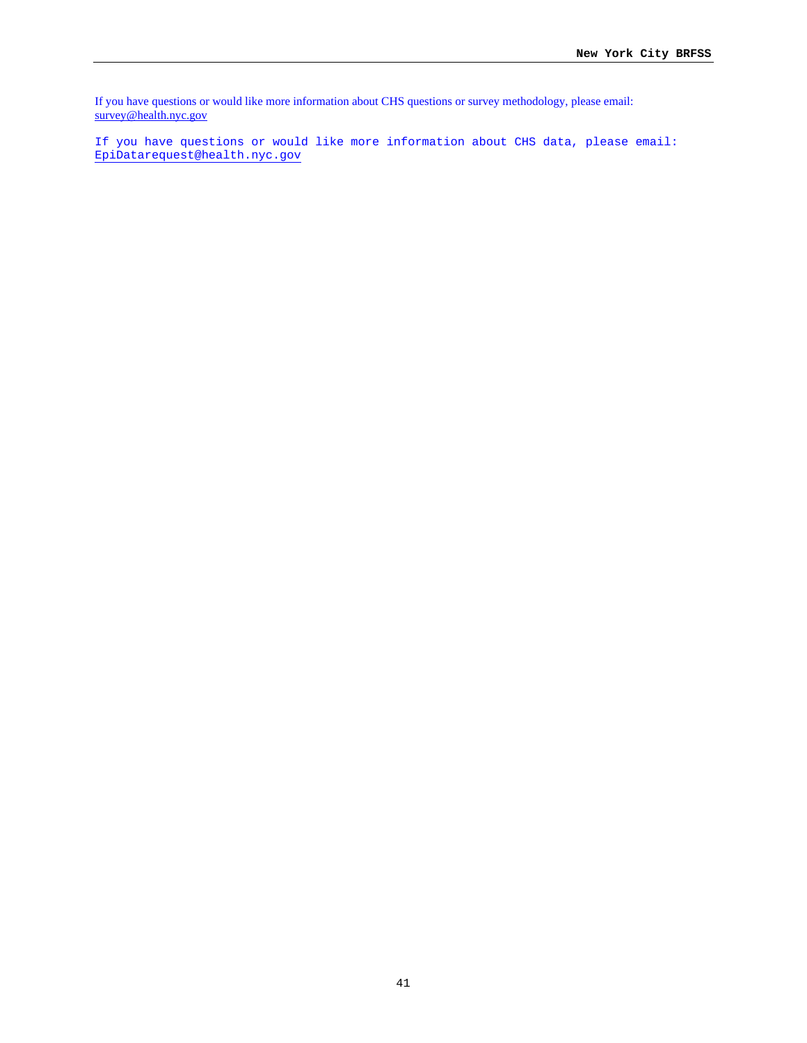If you have questions or would like more information about CHS questions or survey methodology, please email: survey@health.nyc.gov

If you have questions or would like more information about CHS data, please email: EpiDatarequest@health.nyc.gov